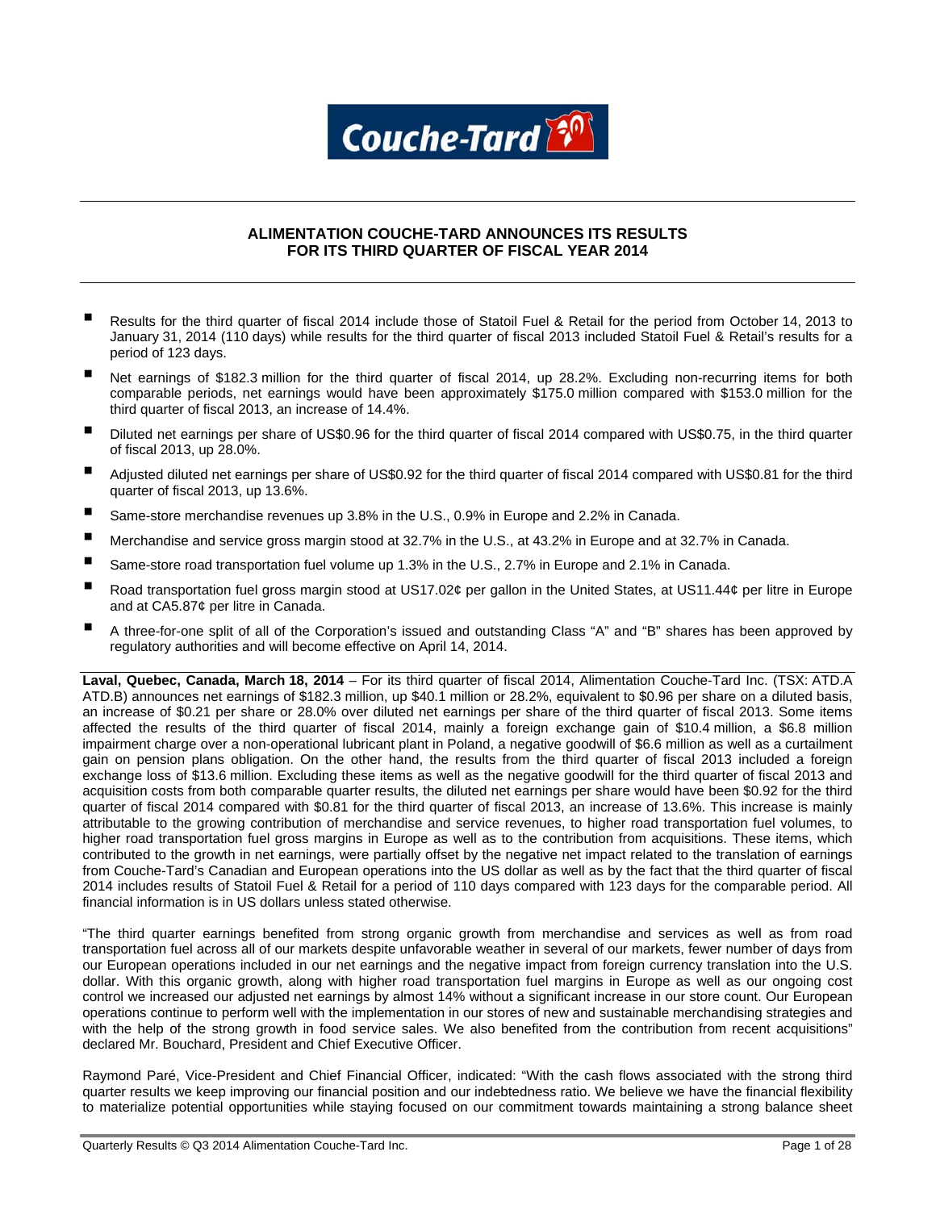# ALIMENTATION COUCHE-TARD ANNOUNCES ITS RESULTS FOR ITS THIRD QUARTER OF FISCAL YEAR 2014

- Results for the third quarter of fiscal 2014 include those of Statoil Fuel & Retail for the period from October 14, 2013 to January 31, 2014 (110 days) while results for the third quarter of fiscal 2013 included Statoil Fuel & Retail's results for a period of 123 days.
- Net earnings of $182.3 million for the third quarter of fiscal 2014, up 28.2%. Excluding non-recurring items for both comparable periods, net earnings would have been approximately $175.0 million compared with $153.0 million for the third quarter of fiscal 2013, an increase of 14.4%.
- Diluted net earnings per share of US$0.96 for the third quarter of fiscal 2014 compared with US$0.75, in the third quarter of fiscal 2013, up 28.0%.
- Adjusted diluted net earnings per share of US$0.92 for the third quarter of fiscal 2014 compared with US$0.81 for the third quarter of fiscal 2013, up 13.6%.
- Same-store merchandise revenues up 3.8% in the U.S., 0.9% in Europe and 2.2% in Canada.
- Merchandise and service gross margin stood at 32.7% in the U.S., at 43.2% in Europe and at 32.7% in Canada.
- Same-store road transportation fuel volume up 1.3% in the U.S., 2.7% in Europe and 2.1% in Canada.
- Road transportation fuel gross margin stood at US17.02¢ per gallon in the United States, at US11.44¢ per litre in Europe and at CA5.87¢ per litre in Canada.
- A three-for-one split of all of the Corporation's issued and outstanding Class "A" and "B" shares has been approved by regulatory authorities and will become effective on April 14, 2014.

**Laval, Quebec, Canada, March 18, 2014** – For its third quarter of fiscal 2014, Alimentation Couche-Tard Inc. (TSX: ATD.A ATD.B) announces net earnings of $182.3 million, up $40.1 million or 28.2%, equivalent to $0.96 per share on a diluted basis, an increase of $0.21 per share or 28.0% over diluted net earnings per share of the third quarter of fiscal 2013. Some items affected the results of the third quarter of fiscal 2014, mainly a foreign exchange gain of $10.4 million, a $6.8 million impairment charge over a non-operational lubricant plant in Poland, a negative goodwill of $6.6 million as well as a curtailment gain on pension plans obligation. On the other hand, the results from the third quarter of fiscal 2013 included a foreign exchange loss of $13.6 million. Excluding these items as well as the negative goodwill for the third quarter of fiscal 2013 and acquisition costs from both comparable quarter results, the diluted net earnings per share would have been $0.92 for the third quarter of fiscal 2014 compared with $0.81 for the third quarter of fiscal 2013, an increase of 13.6%. This increase is mainly attributable to the growing contribution of merchandise and service revenues, to higher road transportation fuel volumes, to higher road transportation fuel gross margins in Europe as well as to the contribution from acquisitions. These items, which contributed to the growth in net earnings, were partially offset by the negative net impact related to the translation of earnings from Couche-Tard's Canadian and European operations into the US dollar as well as by the fact that the third quarter of fiscal 2014 includes results of Statoil Fuel & Retail for a period of 110 days compared with 123 days for the comparable period. All financial information is in US dollars unless stated otherwise.

"The third quarter earnings benefited from strong organic growth from merchandise and services as well as from road transportation fuel across all of our markets despite unfavorable weather in several of our markets, fewer number of days from our European operations included in our net earnings and the negative impact from foreign currency translation into the U.S. dollar. With this organic growth, along with higher road transportation fuel margins in Europe as well as our ongoing cost control we increased our adjusted net earnings by almost 14% without a significant increase in our store count. Our European operations continue to perform well with the implementation in our stores of new and sustainable merchandising strategies and with the help of the strong growth in food service sales. We also benefited from the contribution from recent acquisitions" declared Mr. Bouchard, President and Chief Executive Officer.

Raymond Paré, Vice-President and Chief Financial Officer, indicated: "With the cash flows associated with the strong third quarter results we keep improving our financial position and our indebtedness ratio. We believe we have the financial flexibility to materialize potential opportunities while staying focused on our commitment towards maintaining a strong balance sheet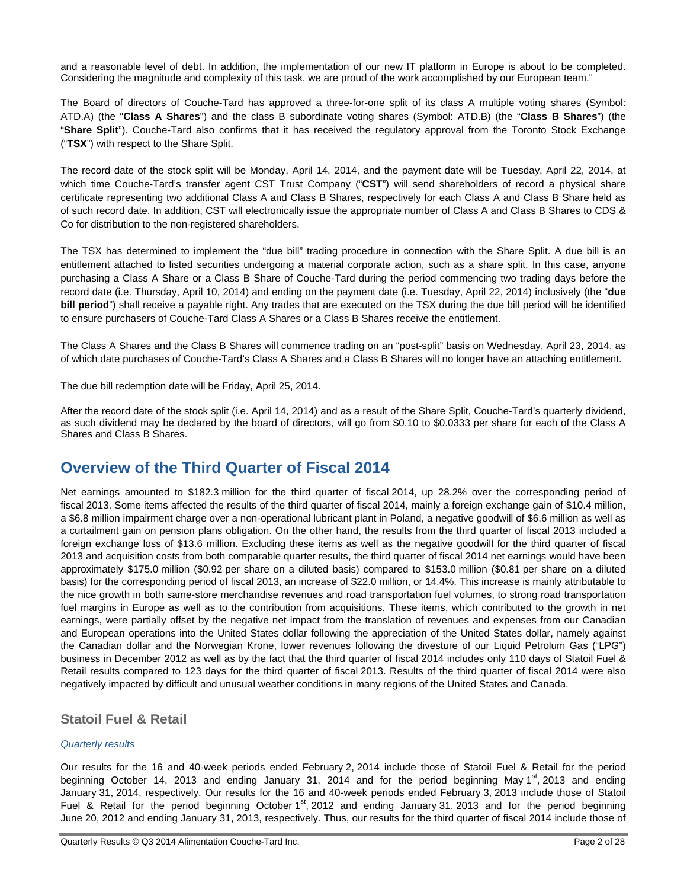and a reasonable level of debt. In addition, the implementation of our new IT platform in Europe is about to be completed. Considering the magnitude and complexity of this task, we are proud of the work accomplished by our European team."

The Board of directors of Couche-Tard has approved a three-for-one split of its class A multiple voting shares (Symbol: ATD.A) (the "**Class A Shares**") and the class B subordinate voting shares (Symbol: ATD.B) (the "**Class B Shares**") (the "**Share Split**"). Couche-Tard also confirms that it has received the regulatory approval from the Toronto Stock Exchange ("**TSX**") with respect to the Share Split.

The record date of the stock split will be Monday, April 14, 2014, and the payment date will be Tuesday, April 22, 2014, at which time Couche-Tard's transfer agent CST Trust Company ("**CST**") will send shareholders of record a physical share certificate representing two additional Class A and Class B Shares, respectively for each Class A and Class B Share held as of such record date. In addition, CST will electronically issue the appropriate number of Class A and Class B Shares to CDS & Co for distribution to the non-registered shareholders.

The TSX has determined to implement the "due bill" trading procedure in connection with the Share Split. A due bill is an entitlement attached to listed securities undergoing a material corporate action, such as a share split. In this case, anyone purchasing a Class A Share or a Class B Share of Couche-Tard during the period commencing two trading days before the record date (i.e. Thursday, April 10, 2014) and ending on the payment date (i.e. Tuesday, April 22, 2014) inclusively (the "**due bill period**") shall receive a payable right. Any trades that are executed on the TSX during the due bill period will be identified to ensure purchasers of Couche-Tard Class A Shares or a Class B Shares receive the entitlement.

The Class A Shares and the Class B Shares will commence trading on an "post-split" basis on Wednesday, April 23, 2014, as of which date purchases of Couche-Tard's Class A Shares and a Class B Shares will no longer have an attaching entitlement.

The due bill redemption date will be Friday, April 25, 2014.

After the record date of the stock split (i.e. April 14, 2014) and as a result of the Share Split, Couche-Tard's quarterly dividend, as such dividend may be declared by the board of directors, will go from $0.10 to $0.0333 per share for each of the Class A Shares and Class B Shares.

# Overview of the Third Quarter of Fiscal 2014

Net earnings amounted to $182.3 million for the third quarter of fiscal 2014, up 28.2% over the corresponding period of fiscal 2013. Some items affected the results of the third quarter of fiscal 2014, mainly a foreign exchange gain of $10.4 million, a $6.8 million impairment charge over a non-operational lubricant plant in Poland, a negative goodwill of $6.6 million as well as a curtailment gain on pension plans obligation. On the other hand, the results from the third quarter of fiscal 2013 included a foreign exchange loss of $13.6 million. Excluding these items as well as the negative goodwill for the third quarter of fiscal 2013 and acquisition costs from both comparable quarter results, the third quarter of fiscal 2014 net earnings would have been approximately $175.0 million ($0.92 per share on a diluted basis) compared to $153.0 million ($0.81 per share on a diluted basis) for the corresponding period of fiscal 2013, an increase of $22.0 million, or 14.4%. This increase is mainly attributable to the nice growth in both same-store merchandise revenues and road transportation fuel volumes, to strong road transportation fuel margins in Europe as well as to the contribution from acquisitions. These items, which contributed to the growth in net earnings, were partially offset by the negative net impact from the translation of revenues and expenses from our Canadian and European operations into the United States dollar following the appreciation of the United States dollar, namely against the Canadian dollar and the Norwegian Krone, lower revenues following the divesture of our Liquid Petrolum Gas ("LPG") business in December 2012 as well as by the fact that the third quarter of fiscal 2014 includes only 110 days of Statoil Fuel & Retail results compared to 123 days for the third quarter of fiscal 2013. Results of the third quarter of fiscal 2014 were also negatively impacted by difficult and unusual weather conditions in many regions of the United States and Canada.

## Statoil Fuel & Retail

*Quarterly results*

Our results for the 16 and 40-week periods ended February 2, 2014 include those of Statoil Fuel & Retail for the period beginning October 14, 2013 and ending January 31, 2014 and for the period beginning May 1st, 2013 and ending January 31, 2014, respectively. Our results for the 16 and 40-week periods ended February 3, 2013 include those of Statoil Fuel & Retail for the period beginning October 1st, 2012 and ending January 31, 2013 and for the period beginning June 20, 2012 and ending January 31, 2013, respectively. Thus, our results for the third quarter of fiscal 2014 include those of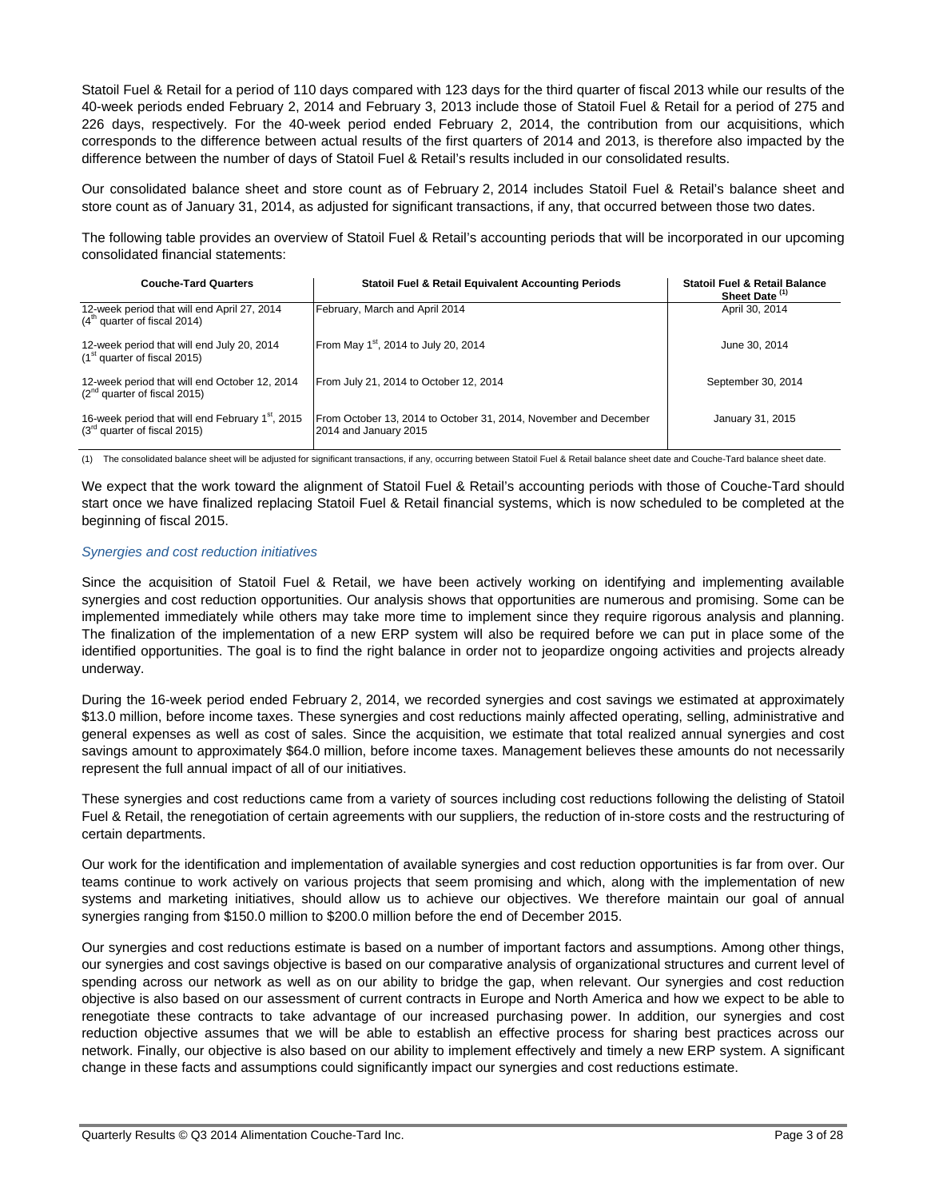Statoil Fuel & Retail for a period of 110 days compared with 123 days for the third quarter of fiscal 2013 while our results of the 40-week periods ended February 2, 2014 and February 3, 2013 include those of Statoil Fuel & Retail for a period of 275 and 226 days, respectively. For the 40-week period ended February 2, 2014, the contribution from our acquisitions, which corresponds to the difference between actual results of the first quarters of 2014 and 2013, is therefore also impacted by the difference between the number of days of Statoil Fuel & Retail's results included in our consolidated results.

Our consolidated balance sheet and store count as of February 2, 2014 includes Statoil Fuel & Retail's balance sheet and store count as of January 31, 2014, as adjusted for significant transactions, if any, that occurred between those two dates.

The following table provides an overview of Statoil Fuel & Retail's accounting periods that will be incorporated in our upcoming consolidated financial statements:

| Couche-Tard Quarters | Statoil Fuel & Retail Equivalent Accounting Periods | Statoil Fuel & Retail Balance Sheet Date (1) |
|---|---|---|
| 12-week period that will end April 27, 2014 (4th quarter of fiscal 2014) | February, March and April 2014 | April 30, 2014 |
| 12-week period that will end July 20, 2014 (1st quarter of fiscal 2015) | From May 1st, 2014 to July 20, 2014 | June 30, 2014 |
| 12-week period that will end October 12, 2014 (2nd quarter of fiscal 2015) | From July 21, 2014 to October 12, 2014 | September 30, 2014 |
| 16-week period that will end February 1st, 2015 (3rd quarter of fiscal 2015) | From October 13, 2014 to October 31, 2014, November and December 2014 and January 2015 | January 31, 2015 |

(1) The consolidated balance sheet will be adjusted for significant transactions, if any, occurring between Statoil Fuel & Retail balance sheet date and Couche-Tard balance sheet date.

We expect that the work toward the alignment of Statoil Fuel & Retail's accounting periods with those of Couche-Tard should start once we have finalized replacing Statoil Fuel & Retail financial systems, which is now scheduled to be completed at the beginning of fiscal 2015.

*Synergies and cost reduction initiatives*

Since the acquisition of Statoil Fuel & Retail, we have been actively working on identifying and implementing available synergies and cost reduction opportunities. Our analysis shows that opportunities are numerous and promising. Some can be implemented immediately while others may take more time to implement since they require rigorous analysis and planning. The finalization of the implementation of a new ERP system will also be required before we can put in place some of the identified opportunities. The goal is to find the right balance in order not to jeopardize ongoing activities and projects already underway.

During the 16-week period ended February 2, 2014, we recorded synergies and cost savings we estimated at approximately $13.0 million, before income taxes. These synergies and cost reductions mainly affected operating, selling, administrative and general expenses as well as cost of sales. Since the acquisition, we estimate that total realized annual synergies and cost savings amount to approximately $64.0 million, before income taxes. Management believes these amounts do not necessarily represent the full annual impact of all of our initiatives.

These synergies and cost reductions came from a variety of sources including cost reductions following the delisting of Statoil Fuel & Retail, the renegotiation of certain agreements with our suppliers, the reduction of in-store costs and the restructuring of certain departments.

Our work for the identification and implementation of available synergies and cost reduction opportunities is far from over. Our teams continue to work actively on various projects that seem promising and which, along with the implementation of new systems and marketing initiatives, should allow us to achieve our objectives. We therefore maintain our goal of annual synergies ranging from $150.0 million to $200.0 million before the end of December 2015.

Our synergies and cost reductions estimate is based on a number of important factors and assumptions. Among other things, our synergies and cost savings objective is based on our comparative analysis of organizational structures and current level of spending across our network as well as on our ability to bridge the gap, when relevant. Our synergies and cost reduction objective is also based on our assessment of current contracts in Europe and North America and how we expect to be able to renegotiate these contracts to take advantage of our increased purchasing power. In addition, our synergies and cost reduction objective assumes that we will be able to establish an effective process for sharing best practices across our network. Finally, our objective is also based on our ability to implement effectively and timely a new ERP system. A significant change in these facts and assumptions could significantly impact our synergies and cost reductions estimate.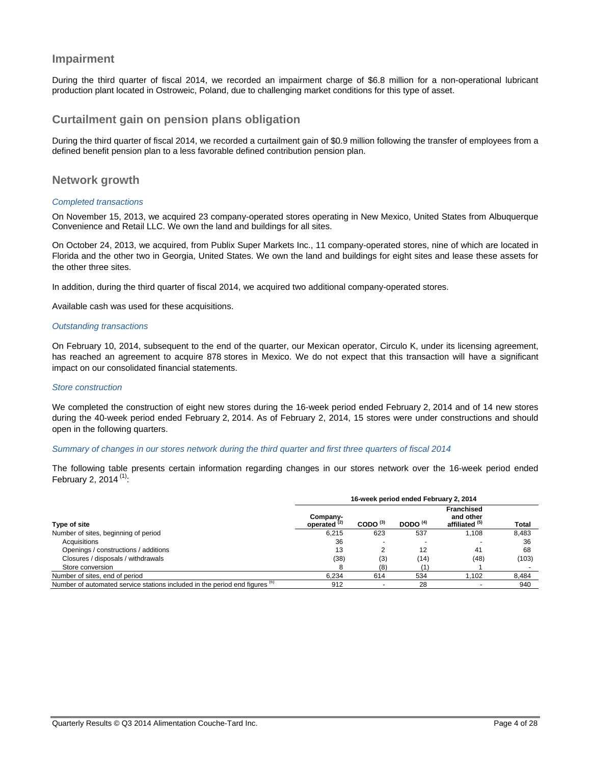## Impairment

During the third quarter of fiscal 2014, we recorded an impairment charge of $6.8 million for a non-operational lubricant production plant located in Ostroweic, Poland, due to challenging market conditions for this type of asset.

## Curtailment gain on pension plans obligation

During the third quarter of fiscal 2014, we recorded a curtailment gain of $0.9 million following the transfer of employees from a defined benefit pension plan to a less favorable defined contribution pension plan.

## Network growth

*Completed transactions*

On November 15, 2013, we acquired 23 company-operated stores operating in New Mexico, United States from Albuquerque Convenience and Retail LLC. We own the land and buildings for all sites.

On October 24, 2013, we acquired, from Publix Super Markets Inc., 11 company-operated stores, nine of which are located in Florida and the other two in Georgia, United States. We own the land and buildings for eight sites and lease these assets for the other three sites.

In addition, during the third quarter of fiscal 2014, we acquired two additional company-operated stores.

Available cash was used for these acquisitions.

*Outstanding transactions*

On February 10, 2014, subsequent to the end of the quarter, our Mexican operator, Circulo K, under its licensing agreement, has reached an agreement to acquire 878 stores in Mexico. We do not expect that this transaction will have a significant impact on our consolidated financial statements.

*Store construction*

We completed the construction of eight new stores during the 16-week period ended February 2, 2014 and of 14 new stores during the 40-week period ended February 2, 2014. As of February 2, 2014, 15 stores were under constructions and should open in the following quarters.

*Summary of changes in our stores network during the third quarter and first three quarters of fiscal 2014*

The following table presents certain information regarding changes in our stores network over the 16-week period ended February 2, 2014 [(1)]:

| | 16-week period ended February 2, 2014 | | | | |
|---|---|---|---|---|---|
| **Type of site** | **Company-operated [(2)]** | **CODO [(3)]** | **DODO [(4)]** | **Franchised and other affiliated [(5)]** | **Total** |
| Number of sites, beginning of period | 6,215 | 623 | 537 | 1,108 | 8,483 |
| Acquisitions | 36 | - | - | - | 36 |
| Openings / constructions / additions | 13 | 2 | 12 | 41 | 68 |
| Closures / disposals / withdrawals | (38) | (3) | (14) | (48) | (103) |
| Store conversion | 8 | (8) | (1) | 1 | - |
| Number of sites, end of period | 6,234 | 614 | 534 | 1,102 | 8,484 |
| Number of automated service stations included in the period end figures [(6)] | 912 | - | 28 | - | 940 |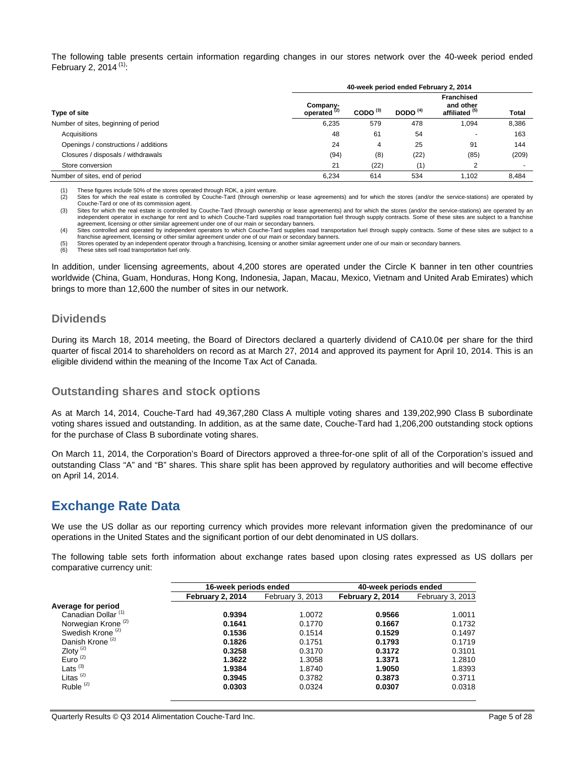The following table presents certain information regarding changes in our stores network over the 40-week period ended February 2, 2014 [(1)]:

| Type of site | 40-week period ended February 2, 2014 | | | | |
|---|---|---|---|---|---|
| | Company-operated [(2)] | CODO [(3)] | DODO [(4)] | Franchised and other affiliated [(5)] | Total |
| Number of sites, beginning of period | 6,235 | 579 | 478 | 1,094 | 8,386 |
| Acquisitions | 48 | 61 | 54 | - | 163 |
| Openings / constructions / additions | 24 | 4 | 25 | 91 | 144 |
| Closures / disposals / withdrawals | (94) | (8) | (22) | (85) | (209) |
| Store conversion | 21 | (22) | (1) | 2 | - |
| Number of sites, end of period | 6,234 | 614 | 534 | 1,102 | 8,484 |

(1) These figures include 50% of the stores operated through RDK, a joint venture.
(2) Sites for which the real estate is controlled by Couche-Tard (through ownership or lease agreements) and for which the stores (and/or the service-stations) are operated by Couche-Tard or one of its commission agent.
(3) Sites for which the real estate is controlled by Couche-Tard (through ownership or lease agreements) and for which the stores (and/or the service-stations) are operated by an independent operator in exchange for rent and to which Couche-Tard supplies road transportation fuel through supply contracts. Some of these sites are subject to a franchise agreement, licensing or other similar agreement under one of our main or secondary banners.
(4) Sites controlled and operated by independent operators to which Couche-Tard supplies road transportation fuel through supply contracts. Some of these sites are subject to a franchise agreement, licensing or other similar agreement under one of our main or secondary banners.
(5) Stores operated by an independent operator through a franchising, licensing or another similar agreement under one of our main or secondary banners.
(6) These sites sell road transportation fuel only.

In addition, under licensing agreements, about 4,200 stores are operated under the Circle K banner in ten other countries worldwide (China, Guam, Honduras, Hong Kong, Indonesia, Japan, Macau, Mexico, Vietnam and United Arab Emirates) which brings to more than 12,600 the number of sites in our network.

## Dividends

During its March 18, 2014 meeting, the Board of Directors declared a quarterly dividend of CA10.0¢ per share for the third quarter of fiscal 2014 to shareholders on record as at March 27, 2014 and approved its payment for April 10, 2014. This is an eligible dividend within the meaning of the Income Tax Act of Canada.

## Outstanding shares and stock options

As at March 14, 2014, Couche-Tard had 49,367,280 Class A multiple voting shares and 139,202,990 Class B subordinate voting shares issued and outstanding. In addition, as at the same date, Couche-Tard had 1,206,200 outstanding stock options for the purchase of Class B subordinate voting shares.

On March 11, 2014, the Corporation's Board of Directors approved a three-for-one split of all of the Corporation's issued and outstanding Class "A" and "B" shares. This share split has been approved by regulatory authorities and will become effective on April 14, 2014.

# Exchange Rate Data

We use the US dollar as our reporting currency which provides more relevant information given the predominance of our operations in the United States and the significant portion of our debt denominated in US dollars.

The following table sets forth information about exchange rates based upon closing rates expressed as US dollars per comparative currency unit:

| | 16-week periods ended | | 40-week periods ended | |
|---|---|---|---|---|
| | **February 2, 2014** | February 3, 2013 | **February 2, 2014** | February 3, 2013 |
| **Average for period** | | | | |
| Canadian Dollar [(1)] | **0.9394** | 1.0072 | **0.9566** | 1.0011 |
| Norwegian Krone [(2)] | **0.1641** | 0.1770 | **0.1667** | 0.1732 |
| Swedish Krone [(2)] | **0.1536** | 0.1514 | **0.1529** | 0.1497 |
| Danish Krone [(2)] | **0.1826** | 0.1751 | **0.1793** | 0.1719 |
| Zloty [(2)] | **0.3258** | 0.3170 | **0.3172** | 0.3101 |
| Euro [(2)] | **1.3622** | 1.3058 | **1.3371** | 1.2810 |
| Lats [(3)] | **1.9384** | 1.8740 | **1.9050** | 1.8393 |
| Litas [(2)] | **0.3945** | 0.3782 | **0.3873** | 0.3711 |
| Ruble [(2)] | **0.0303** | 0.0324 | **0.0307** | 0.0318 |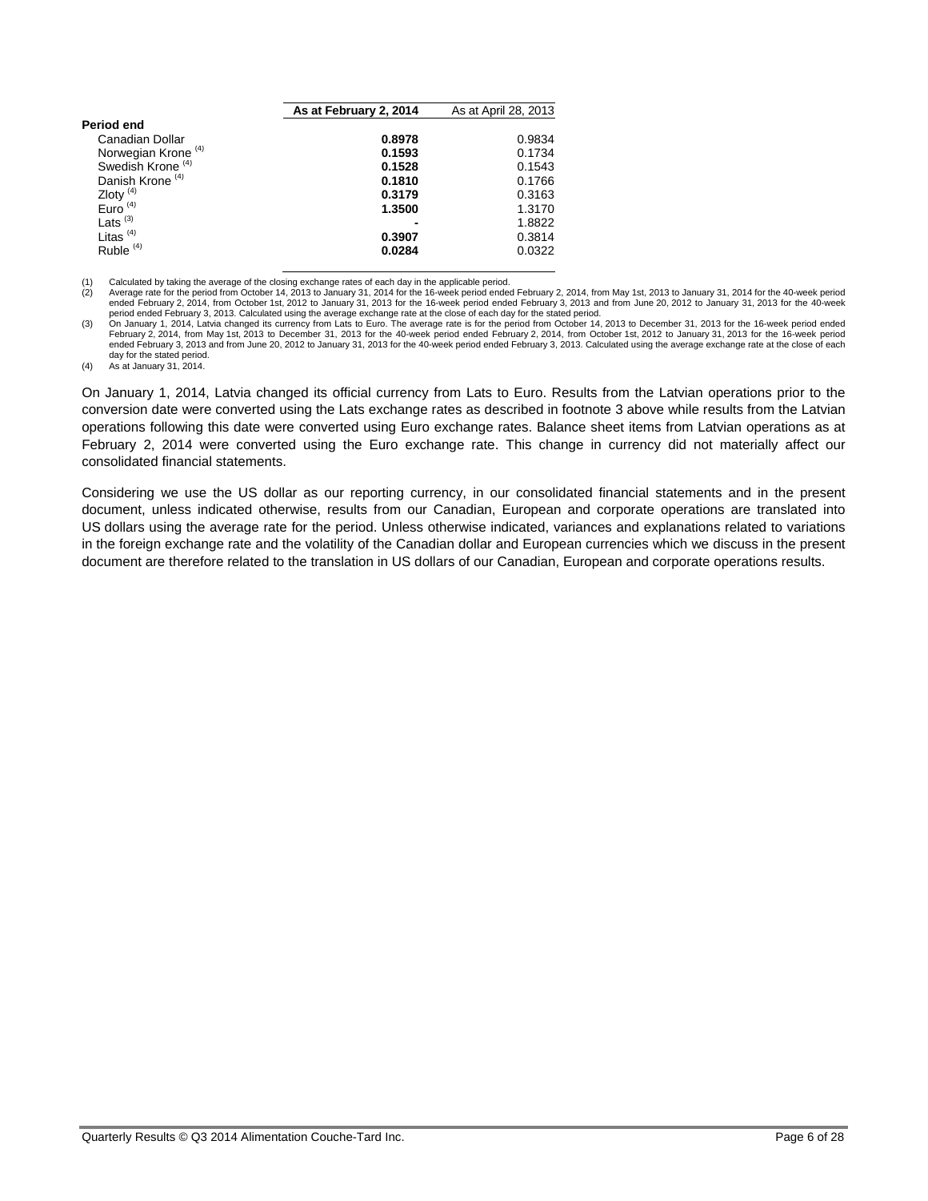| | **As at February 2, 2014** | As at April 28, 2013 |
|---|---|---|
| **Period end** | | |
| Canadian Dollar | **0.8978** | 0.9834 |
| Norwegian Krone [(4)] | **0.1593** | 0.1734 |
| Swedish Krone [(4)] | **0.1528** | 0.1543 |
| Danish Krone [(4)] | **0.1810** | 0.1766 |
| Zloty [(4)] | **0.3179** | 0.3163 |
| Euro [(4)] | **1.3500** | 1.3170 |
| Lats [(3)] | **-** | 1.8822 |
| Litas [(4)] | **0.3907** | 0.3814 |
| Ruble [(4)] | **0.0284** | 0.0322 |

(1) Calculated by taking the average of the closing exchange rates of each day in the applicable period.

(2) Average rate for the period from October 14, 2013 to January 31, 2014 for the 16-week period ended February 2, 2014, from May 1st, 2013 to January 31, 2014 for the 40-week period ended February 2, 2014, from October 1st, 2012 to January 31, 2013 for the 16-week period ended February 3, 2013 and from June 20, 2012 to January 31, 2013 for the 40-week period ended February 3, 2013. Calculated using the average exchange rate at the close of each day for the stated period.

(3) On January 1, 2014, Latvia changed its currency from Lats to Euro. The average rate is for the period from October 14, 2013 to December 31, 2013 for the 16-week period ended February 2, 2014, from May 1st, 2013 to December 31, 2013 for the 40-week period ended February 2, 2014, from October 1st, 2012 to January 31, 2013 for the 16-week period ended February 3, 2013 and from June 20, 2012 to January 31, 2013 for the 40-week period ended February 3, 2013. Calculated using the average exchange rate at the close of each day for the stated period.

(4) As at January 31, 2014.

On January 1, 2014, Latvia changed its official currency from Lats to Euro. Results from the Latvian operations prior to the conversion date were converted using the Lats exchange rates as described in footnote 3 above while results from the Latvian operations following this date were converted using Euro exchange rates. Balance sheet items from Latvian operations as at February 2, 2014 were converted using the Euro exchange rate. This change in currency did not materially affect our consolidated financial statements.

Considering we use the US dollar as our reporting currency, in our consolidated financial statements and in the present document, unless indicated otherwise, results from our Canadian, European and corporate operations are translated into US dollars using the average rate for the period. Unless otherwise indicated, variances and explanations related to variations in the foreign exchange rate and the volatility of the Canadian dollar and European currencies which we discuss in the present document are therefore related to the translation in US dollars of our Canadian, European and corporate operations results.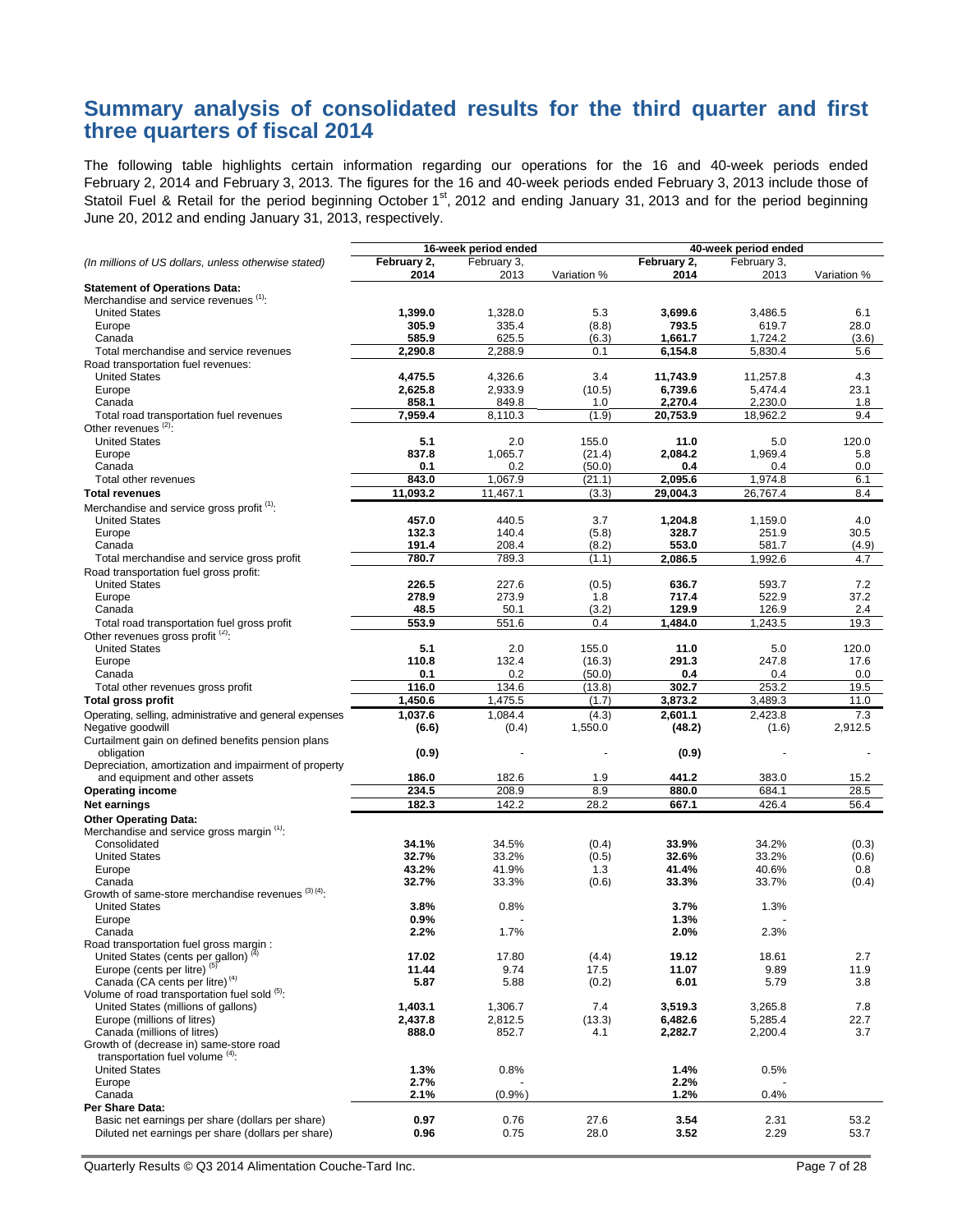# Summary analysis of consolidated results for the third quarter and first three quarters of fiscal 2014

The following table highlights certain information regarding our operations for the 16 and 40-week periods ended February 2, 2014 and February 3, 2013. The figures for the 16 and 40-week periods ended February 3, 2013 include those of Statoil Fuel & Retail for the period beginning October 1st, 2012 and ending January 31, 2013 and for the period beginning June 20, 2012 and ending January 31, 2013, respectively.

| *(In millions of US dollars, unless otherwise stated)* | 16-week period ended | | | 40-week period ended | | |
|---|---|---|---|---|---|---|
| | **February 2, 2014** | February 3, 2013 | Variation % | **February 2, 2014** | February 3, 2013 | Variation % |
| **Statement of Operations Data:** | | | | | | |
| Merchandise and service revenues (1): | | | | | | |
| United States | **1,399.0** | 1,328.0 | 5.3 | **3,699.6** | 3,486.5 | 6.1 |
| Europe | **305.9** | 335.4 | (8.8) | **793.5** | 619.7 | 28.0 |
| Canada | **585.9** | 625.5 | (6.3) | **1,661.7** | 1,724.2 | (3.6) |
| Total merchandise and service revenues | **2,290.8** | 2,288.9 | 0.1 | **6,154.8** | 5,830.4 | 5.6 |
| Road transportation fuel revenues: | | | | | | |
| United States | **4,475.5** | 4,326.6 | 3.4 | **11,743.9** | 11,257.8 | 4.3 |
| Europe | **2,625.8** | 2,933.9 | (10.5) | **6,739.6** | 5,474.4 | 23.1 |
| Canada | **858.1** | 849.8 | 1.0 | **2,270.4** | 2,230.0 | 1.8 |
| Total road transportation fuel revenues | **7,959.4** | 8,110.3 | (1.9) | **20,753.9** | 18,962.2 | 9.4 |
| Other revenues (2): | | | | | | |
| United States | **5.1** | 2.0 | 155.0 | **11.0** | 5.0 | 120.0 |
| Europe | **837.8** | 1,065.7 | (21.4) | **2,084.2** | 1,969.4 | 5.8 |
| Canada | **0.1** | 0.2 | (50.0) | **0.4** | 0.4 | 0.0 |
| Total other revenues | **843.0** | 1,067.9 | (21.1) | **2,095.6** | 1,974.8 | 6.1 |
| **Total revenues** | **11,093.2** | 11,467.1 | (3.3) | **29,004.3** | 26,767.4 | 8.4 |
| Merchandise and service gross profit (1): | | | | | | |
| United States | **457.0** | 440.5 | 3.7 | **1,204.8** | 1,159.0 | 4.0 |
| Europe | **132.3** | 140.4 | (5.8) | **328.7** | 251.9 | 30.5 |
| Canada | **191.4** | 208.4 | (8.2) | **553.0** | 581.7 | (4.9) |
| Total merchandise and service gross profit | **780.7** | 789.3 | (1.1) | **2,086.5** | 1,992.6 | 4.7 |
| Road transportation fuel gross profit: | | | | | | |
| United States | **226.5** | 227.6 | (0.5) | **636.7** | 593.7 | 7.2 |
| Europe | **278.9** | 273.9 | 1.8 | **717.4** | 522.9 | 37.2 |
| Canada | **48.5** | 50.1 | (3.2) | **129.9** | 126.9 | 2.4 |
| Total road transportation fuel gross profit | **553.9** | 551.6 | 0.4 | **1,484.0** | 1,243.5 | 19.3 |
| Other revenues gross profit (2): | | | | | | |
| United States | **5.1** | 2.0 | 155.0 | **11.0** | 5.0 | 120.0 |
| Europe | **110.8** | 132.4 | (16.3) | **291.3** | 247.8 | 17.6 |
| Canada | **0.1** | 0.2 | (50.0) | **0.4** | 0.4 | 0.0 |
| Total other revenues gross profit | **116.0** | 134.6 | (13.8) | **302.7** | 253.2 | 19.5 |
| **Total gross profit** | **1,450.6** | 1,475.5 | (1.7) | **3,873.2** | 3,489.3 | 11.0 |
| Operating, selling, administrative and general expenses | **1,037.6** | 1,084.4 | (4.3) | **2,601.1** | 2,423.8 | 7.3 |
| Negative goodwill | **(6.6)** | (0.4) | 1,550.0 | **(48.2)** | (1.6) | 2,912.5 |
| Curtailment gain on defined benefits pension plans obligation | **(0.9)** | - | - | **(0.9)** | - | - |
| Depreciation, amortization and impairment of property and equipment and other assets | **186.0** | 182.6 | 1.9 | **441.2** | 383.0 | 15.2 |
| **Operating income** | **234.5** | 208.9 | 8.9 | **880.0** | 684.1 | 28.5 |
| **Net earnings** | **182.3** | 142.2 | 28.2 | **667.1** | 426.4 | 56.4 |
| **Other Operating Data:** | | | | | | |
| Merchandise and service gross margin (1): | | | | | | |
| Consolidated | **34.1%** | 34.5% | (0.4) | **33.9%** | 34.2% | (0.3) |
| United States | **32.7%** | 33.2% | (0.5) | **32.6%** | 33.2% | (0.6) |
| Europe | **43.2%** | 41.9% | 1.3 | **41.4%** | 40.6% | 0.8 |
| Canada | **32.7%** | 33.3% | (0.6) | **33.3%** | 33.7% | (0.4) |
| Growth of same-store merchandise revenues (3) (4): | | | | | | |
| United States | **3.8%** | 0.8% | | **3.7%** | 1.3% | |
| Europe | **0.9%** | - | | **1.3%** | - | |
| Canada | **2.2%** | 1.7% | | **2.0%** | 2.3% | |
| Road transportation fuel gross margin : | | | | | | |
| United States (cents per gallon) (4) | **17.02** | 17.80 | (4.4) | **19.12** | 18.61 | 2.7 |
| Europe (cents per litre) (5) | **11.44** | 9.74 | 17.5 | **11.07** | 9.89 | 11.9 |
| Canada (CA cents per litre) (4) | **5.87** | 5.88 | (0.2) | **6.01** | 5.79 | 3.8 |
| Volume of road transportation fuel sold (5): | | | | | | |
| United States (millions of gallons) | **1,403.1** | 1,306.7 | 7.4 | **3,519.3** | 3,265.8 | 7.8 |
| Europe (millions of litres) | **2,437.8** | 2,812.5 | (13.3) | **6,482.6** | 5,285.4 | 22.7 |
| Canada (millions of litres) | **888.0** | 852.7 | 4.1 | **2,282.7** | 2,200.4 | 3.7 |
| Growth of (decrease in) same-store road transportation fuel volume (4): | | | | | | |
| United States | **1.3%** | 0.8% | | **1.4%** | 0.5% | |
| Europe | **2.7%** | - | | **2.2%** | - | |
| Canada | **2.1%** | (0.9%) | | **1.2%** | 0.4% | |
| **Per Share Data:** | | | | | | |
| Basic net earnings per share (dollars per share) | **0.97** | 0.76 | 27.6 | **3.54** | 2.31 | 53.2 |
| Diluted net earnings per share (dollars per share) | **0.96** | 0.75 | 28.0 | **3.52** | 2.29 | 53.7 |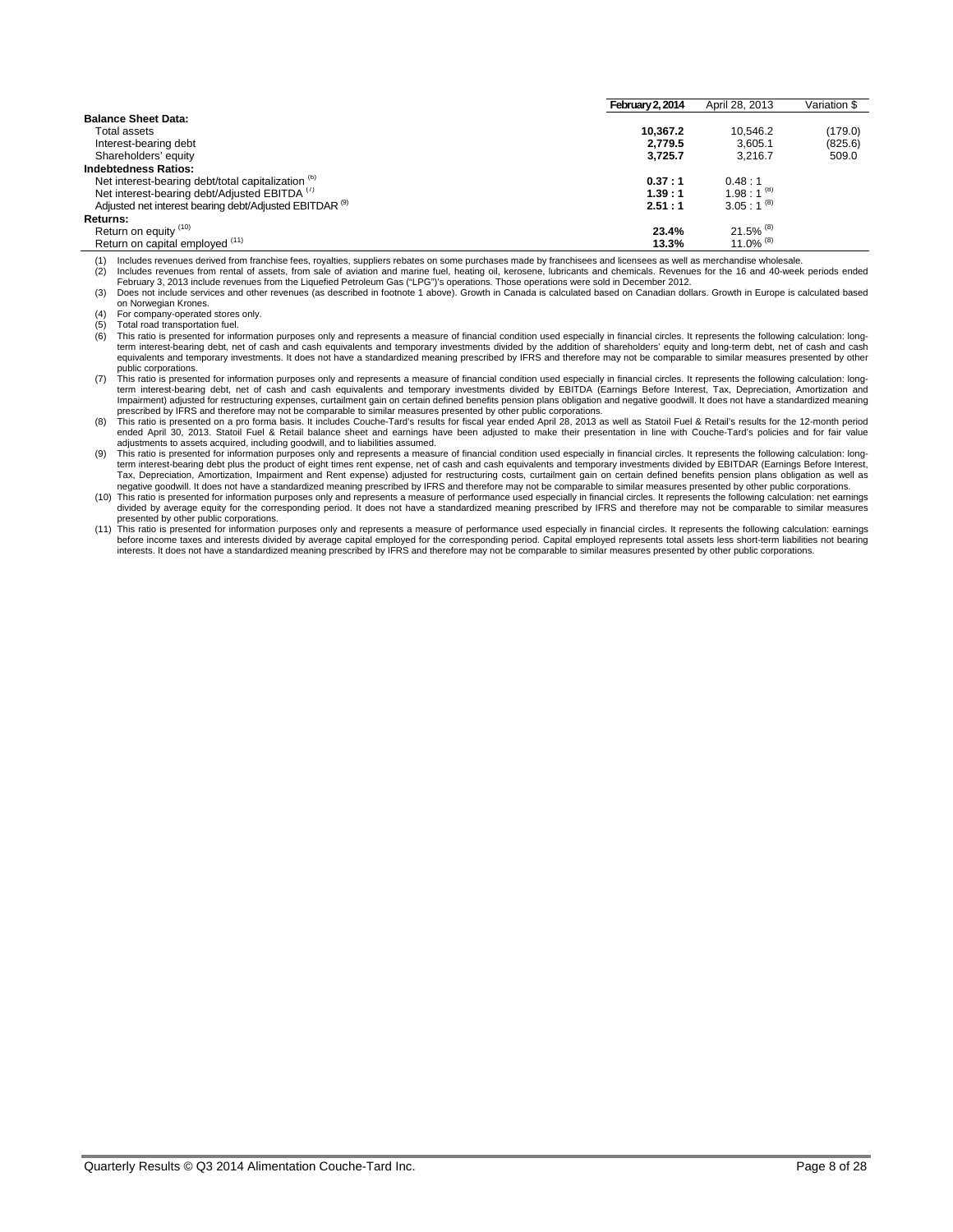| | February 2, 2014 | April 28, 2013 | Variation $ |
|---|---|---|---|
| **Balance Sheet Data:** | | | |
| Total assets | **10,367.2** | 10,546.2 | (179.0) |
| Interest-bearing debt | **2,779.5** | 3,605.1 | (825.6) |
| Shareholders' equity | **3,725.7** | 3,216.7 | 509.0 |
| **Indebtedness Ratios:** | | | |
| Net interest-bearing debt/total capitalization [(6)] | **0.37 : 1** | 0.48 : 1 | |
| Net interest-bearing debt/Adjusted EBITDA [(7)] | **1.39 : 1** | 1.98 : 1 [(8)] | |
| Adjusted net interest bearing debt/Adjusted EBITDAR [(9)] | **2.51 : 1** | 3.05 : 1 [(8)] | |
| **Returns:** | | | |
| Return on equity [(10)] | **23.4%** | 21.5% [(8)] | |
| Return on capital employed [(11)] | **13.3%** | 11.0% [(8)] | |

(1) Includes revenues derived from franchise fees, royalties, suppliers rebates on some purchases made by franchisees and licensees as well as merchandise wholesale.

(2) Includes revenues from rental of assets, from sale of aviation and marine fuel, heating oil, kerosene, lubricants and chemicals. Revenues for the 16 and 40-week periods ended February 3, 2013 include revenues from the Liquefied Petroleum Gas ("LPG")'s operations. Those operations were sold in December 2012.

(3) Does not include services and other revenues (as described in footnote 1 above). Growth in Canada is calculated based on Canadian dollars. Growth in Europe is calculated based on Norwegian Krones.

(4) For company-operated stores only.

(5) Total road transportation fuel.

(6) This ratio is presented for information purposes only and represents a measure of financial condition used especially in financial circles. It represents the following calculation: long-term interest-bearing debt, net of cash and cash equivalents and temporary investments divided by the addition of shareholders' equity and long-term debt, net of cash and cash equivalents and temporary investments. It does not have a standardized meaning prescribed by IFRS and therefore may not be comparable to similar measures presented by other public corporations.

(7) This ratio is presented for information purposes only and represents a measure of financial condition used especially in financial circles. It represents the following calculation: long-term interest-bearing debt, net of cash and cash equivalents and temporary investments divided by EBITDA (Earnings Before Interest, Tax, Depreciation, Amortization and Impairment) adjusted for restructuring expenses, curtailment gain on certain defined benefits pension plans obligation and negative goodwill. It does not have a standardized meaning prescribed by IFRS and therefore may not be comparable to similar measures presented by other public corporations.

(8) This ratio is presented on a pro forma basis. It includes Couche-Tard's results for fiscal year ended April 28, 2013 as well as Statoil Fuel & Retail's results for the 12-month period ended April 30, 2013. Statoil Fuel & Retail balance sheet and earnings have been adjusted to make their presentation in line with Couche-Tard's policies and for fair value adjustments to assets acquired, including goodwill, and to liabilities assumed.

(9) This ratio is presented for information purposes only and represents a measure of financial condition used especially in financial circles. It represents the following calculation: long-term interest-bearing debt plus the product of eight times rent expense, net of cash and cash equivalents and temporary investments divided by EBITDAR (Earnings Before Interest, Tax, Depreciation, Amortization, Impairment and Rent expense) adjusted for restructuring costs, curtailment gain on certain defined benefits pension plans obligation as well as negative goodwill. It does not have a standardized meaning prescribed by IFRS and therefore may not be comparable to similar measures presented by other public corporations.

(10) This ratio is presented for information purposes only and represents a measure of performance used especially in financial circles. It represents the following calculation: net earnings divided by average equity for the corresponding period. It does not have a standardized meaning prescribed by IFRS and therefore may not be comparable to similar measures presented by other public corporations.

(11) This ratio is presented for information purposes only and represents a measure of performance used especially in financial circles. It represents the following calculation: earnings before income taxes and interests divided by average capital employed for the corresponding period. Capital employed represents total assets less short-term liabilities not bearing interests. It does not have a standardized meaning prescribed by IFRS and therefore may not be comparable to similar measures presented by other public corporations.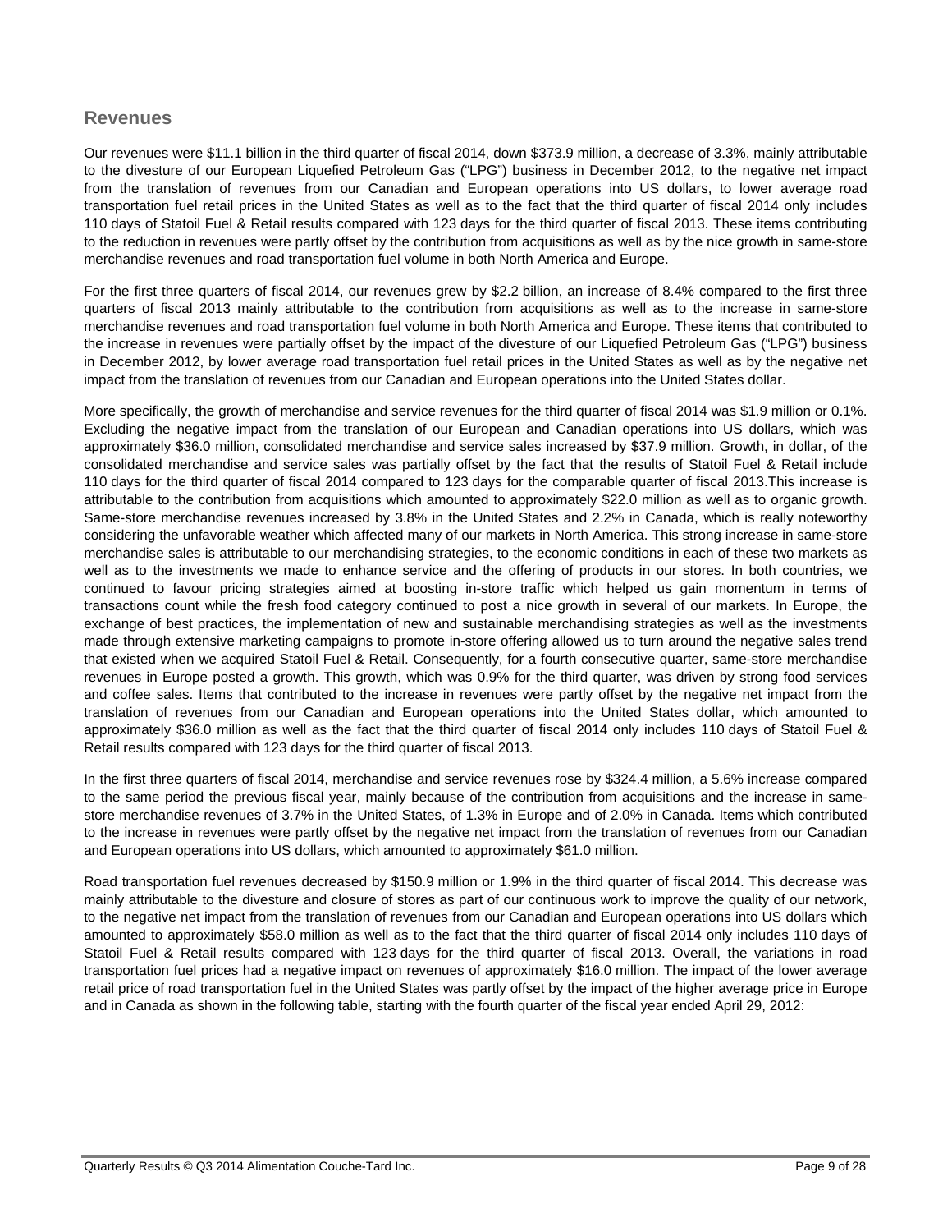## Revenues

Our revenues were $11.1 billion in the third quarter of fiscal 2014, down $373.9 million, a decrease of 3.3%, mainly attributable to the divesture of our European Liquefied Petroleum Gas ("LPG") business in December 2012, to the negative net impact from the translation of revenues from our Canadian and European operations into US dollars, to lower average road transportation fuel retail prices in the United States as well as to the fact that the third quarter of fiscal 2014 only includes 110 days of Statoil Fuel & Retail results compared with 123 days for the third quarter of fiscal 2013. These items contributing to the reduction in revenues were partly offset by the contribution from acquisitions as well as by the nice growth in same-store merchandise revenues and road transportation fuel volume in both North America and Europe.

For the first three quarters of fiscal 2014, our revenues grew by $2.2 billion, an increase of 8.4% compared to the first three quarters of fiscal 2013 mainly attributable to the contribution from acquisitions as well as to the increase in same-store merchandise revenues and road transportation fuel volume in both North America and Europe. These items that contributed to the increase in revenues were partially offset by the impact of the divesture of our Liquefied Petroleum Gas ("LPG") business in December 2012, by lower average road transportation fuel retail prices in the United States as well as by the negative net impact from the translation of revenues from our Canadian and European operations into the United States dollar.

More specifically, the growth of merchandise and service revenues for the third quarter of fiscal 2014 was $1.9 million or 0.1%. Excluding the negative impact from the translation of our European and Canadian operations into US dollars, which was approximately $36.0 million, consolidated merchandise and service sales increased by $37.9 million. Growth, in dollar, of the consolidated merchandise and service sales was partially offset by the fact that the results of Statoil Fuel & Retail include 110 days for the third quarter of fiscal 2014 compared to 123 days for the comparable quarter of fiscal 2013.This increase is attributable to the contribution from acquisitions which amounted to approximately $22.0 million as well as to organic growth. Same-store merchandise revenues increased by 3.8% in the United States and 2.2% in Canada, which is really noteworthy considering the unfavorable weather which affected many of our markets in North America. This strong increase in same-store merchandise sales is attributable to our merchandising strategies, to the economic conditions in each of these two markets as well as to the investments we made to enhance service and the offering of products in our stores. In both countries, we continued to favour pricing strategies aimed at boosting in-store traffic which helped us gain momentum in terms of transactions count while the fresh food category continued to post a nice growth in several of our markets. In Europe, the exchange of best practices, the implementation of new and sustainable merchandising strategies as well as the investments made through extensive marketing campaigns to promote in-store offering allowed us to turn around the negative sales trend that existed when we acquired Statoil Fuel & Retail. Consequently, for a fourth consecutive quarter, same-store merchandise revenues in Europe posted a growth. This growth, which was 0.9% for the third quarter, was driven by strong food services and coffee sales. Items that contributed to the increase in revenues were partly offset by the negative net impact from the translation of revenues from our Canadian and European operations into the United States dollar, which amounted to approximately $36.0 million as well as the fact that the third quarter of fiscal 2014 only includes 110 days of Statoil Fuel & Retail results compared with 123 days for the third quarter of fiscal 2013.

In the first three quarters of fiscal 2014, merchandise and service revenues rose by $324.4 million, a 5.6% increase compared to the same period the previous fiscal year, mainly because of the contribution from acquisitions and the increase in same-store merchandise revenues of 3.7% in the United States, of 1.3% in Europe and of 2.0% in Canada. Items which contributed to the increase in revenues were partly offset by the negative net impact from the translation of revenues from our Canadian and European operations into US dollars, which amounted to approximately $61.0 million.

Road transportation fuel revenues decreased by $150.9 million or 1.9% in the third quarter of fiscal 2014. This decrease was mainly attributable to the divesture and closure of stores as part of our continuous work to improve the quality of our network, to the negative net impact from the translation of revenues from our Canadian and European operations into US dollars which amounted to approximately $58.0 million as well as to the fact that the third quarter of fiscal 2014 only includes 110 days of Statoil Fuel & Retail results compared with 123 days for the third quarter of fiscal 2013. Overall, the variations in road transportation fuel prices had a negative impact on revenues of approximately $16.0 million. The impact of the lower average retail price of road transportation fuel in the United States was partly offset by the impact of the higher average price in Europe and in Canada as shown in the following table, starting with the fourth quarter of the fiscal year ended April 29, 2012: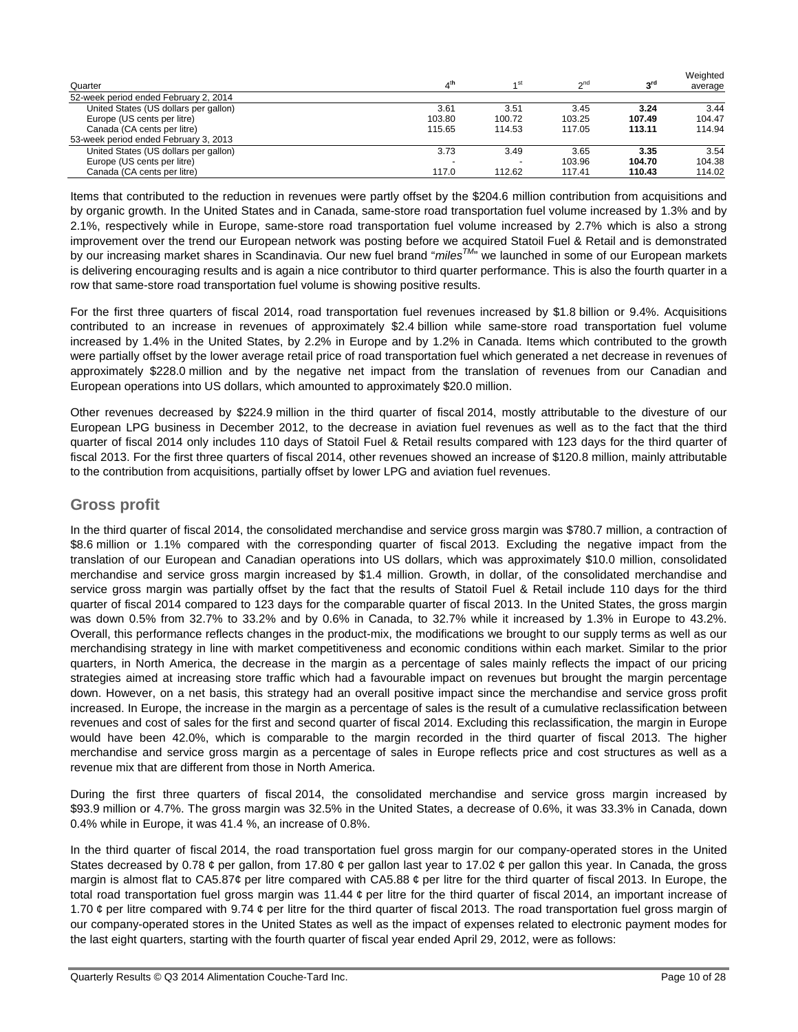| Quarter | 4th | 1st | 2nd | 3rd | Weighted average |
|---|---|---|---|---|---|
| 52-week period ended February 2, 2014 | | | | | |
| United States (US dollars per gallon) | 3.61 | 3.51 | 3.45 | **3.24** | 3.44 |
| Europe (US cents per litre) | 103.80 | 100.72 | 103.25 | **107.49** | 104.47 |
| Canada (CA cents per litre) | 115.65 | 114.53 | 117.05 | **113.11** | 114.94 |
| 53-week period ended February 3, 2013 | | | | | |
| United States (US dollars per gallon) | 3.73 | 3.49 | 3.65 | **3.35** | 3.54 |
| Europe (US cents per litre) | - | - | 103.96 | **104.70** | 104.38 |
| Canada (CA cents per litre) | 117.0 | 112.62 | 117.41 | **110.43** | 114.02 |

Items that contributed to the reduction in revenues were partly offset by the $204.6 million contribution from acquisitions and by organic growth. In the United States and in Canada, same-store road transportation fuel volume increased by 1.3% and by 2.1%, respectively while in Europe, same-store road transportation fuel volume increased by 2.7% which is also a strong improvement over the trend our European network was posting before we acquired Statoil Fuel & Retail and is demonstrated by our increasing market shares in Scandinavia. Our new fuel brand "*miles*TM" we launched in some of our European markets is delivering encouraging results and is again a nice contributor to third quarter performance. This is also the fourth quarter in a row that same-store road transportation fuel volume is showing positive results.

For the first three quarters of fiscal 2014, road transportation fuel revenues increased by $1.8 billion or 9.4%. Acquisitions contributed to an increase in revenues of approximately $2.4 billion while same-store road transportation fuel volume increased by 1.4% in the United States, by 2.2% in Europe and by 1.2% in Canada. Items which contributed to the growth were partially offset by the lower average retail price of road transportation fuel which generated a net decrease in revenues of approximately $228.0 million and by the negative net impact from the translation of revenues from our Canadian and European operations into US dollars, which amounted to approximately $20.0 million.

Other revenues decreased by $224.9 million in the third quarter of fiscal 2014, mostly attributable to the divesture of our European LPG business in December 2012, to the decrease in aviation fuel revenues as well as to the fact that the third quarter of fiscal 2014 only includes 110 days of Statoil Fuel & Retail results compared with 123 days for the third quarter of fiscal 2013. For the first three quarters of fiscal 2014, other revenues showed an increase of $120.8 million, mainly attributable to the contribution from acquisitions, partially offset by lower LPG and aviation fuel revenues.

## Gross profit

In the third quarter of fiscal 2014, the consolidated merchandise and service gross margin was $780.7 million, a contraction of $8.6 million or 1.1% compared with the corresponding quarter of fiscal 2013. Excluding the negative impact from the translation of our European and Canadian operations into US dollars, which was approximately $10.0 million, consolidated merchandise and service gross margin increased by $1.4 million. Growth, in dollar, of the consolidated merchandise and service gross margin was partially offset by the fact that the results of Statoil Fuel & Retail include 110 days for the third quarter of fiscal 2014 compared to 123 days for the comparable quarter of fiscal 2013. In the United States, the gross margin was down 0.5% from 32.7% to 33.2% and by 0.6% in Canada, to 32.7% while it increased by 1.3% in Europe to 43.2%. Overall, this performance reflects changes in the product-mix, the modifications we brought to our supply terms as well as our merchandising strategy in line with market competitiveness and economic conditions within each market. Similar to the prior quarters, in North America, the decrease in the margin as a percentage of sales mainly reflects the impact of our pricing strategies aimed at increasing store traffic which had a favourable impact on revenues but brought the margin percentage down. However, on a net basis, this strategy had an overall positive impact since the merchandise and service gross profit increased. In Europe, the increase in the margin as a percentage of sales is the result of a cumulative reclassification between revenues and cost of sales for the first and second quarter of fiscal 2014. Excluding this reclassification, the margin in Europe would have been 42.0%, which is comparable to the margin recorded in the third quarter of fiscal 2013. The higher merchandise and service gross margin as a percentage of sales in Europe reflects price and cost structures as well as a revenue mix that are different from those in North America.

During the first three quarters of fiscal 2014, the consolidated merchandise and service gross margin increased by $93.9 million or 4.7%. The gross margin was 32.5% in the United States, a decrease of 0.6%, it was 33.3% in Canada, down 0.4% while in Europe, it was 41.4 %, an increase of 0.8%.

In the third quarter of fiscal 2014, the road transportation fuel gross margin for our company-operated stores in the United States decreased by 0.78 ¢ per gallon, from 17.80 ¢ per gallon last year to 17.02 ¢ per gallon this year. In Canada, the gross margin is almost flat to CA5.87¢ per litre compared with CA5.88 ¢ per litre for the third quarter of fiscal 2013. In Europe, the total road transportation fuel gross margin was 11.44 ¢ per litre for the third quarter of fiscal 2014, an important increase of 1.70 ¢ per litre compared with 9.74 ¢ per litre for the third quarter of fiscal 2013. The road transportation fuel gross margin of our company-operated stores in the United States as well as the impact of expenses related to electronic payment modes for the last eight quarters, starting with the fourth quarter of fiscal year ended April 29, 2012, were as follows: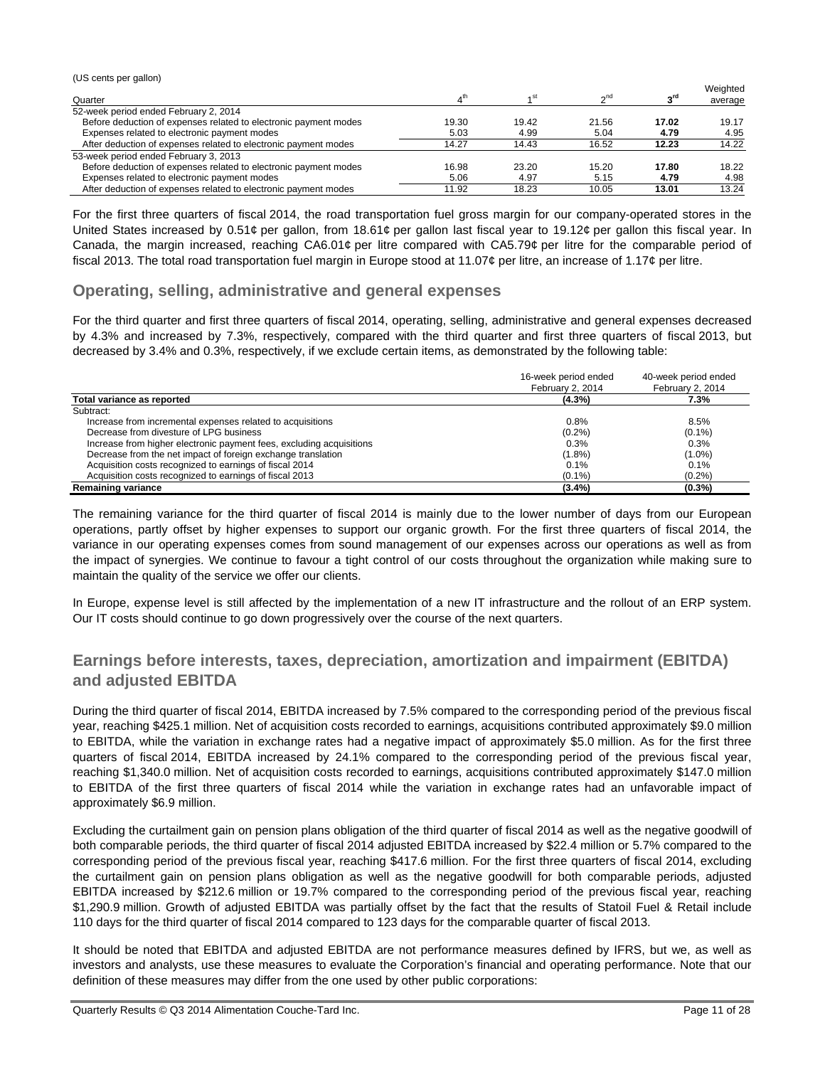(US cents per gallon)

| Quarter | 4th | 1st | 2nd | **3rd** | Weighted average |
|---|---|---|---|---|---|
| 52-week period ended February 2, 2014 | | | | | |
| Before deduction of expenses related to electronic payment modes | 19.30 | 19.42 | 21.56 | **17.02** | 19.17 |
| Expenses related to electronic payment modes | 5.03 | 4.99 | 5.04 | **4.79** | 4.95 |
| After deduction of expenses related to electronic payment modes | 14.27 | 14.43 | 16.52 | **12.23** | 14.22 |
| 53-week period ended February 3, 2013 | | | | | |
| Before deduction of expenses related to electronic payment modes | 16.98 | 23.20 | 15.20 | **17.80** | 18.22 |
| Expenses related to electronic payment modes | 5.06 | 4.97 | 5.15 | **4.79** | 4.98 |
| After deduction of expenses related to electronic payment modes | 11.92 | 18.23 | 10.05 | **13.01** | 13.24 |

For the first three quarters of fiscal 2014, the road transportation fuel gross margin for our company-operated stores in the United States increased by 0.51¢ per gallon, from 18.61¢ per gallon last fiscal year to 19.12¢ per gallon this fiscal year. In Canada, the margin increased, reaching CA6.01¢ per litre compared with CA5.79¢ per litre for the comparable period of fiscal 2013. The total road transportation fuel margin in Europe stood at 11.07¢ per litre, an increase of 1.17¢ per litre.

## Operating, selling, administrative and general expenses

For the third quarter and first three quarters of fiscal 2014, operating, selling, administrative and general expenses decreased by 4.3% and increased by 7.3%, respectively, compared with the third quarter and first three quarters of fiscal 2013, but decreased by 3.4% and 0.3%, respectively, if we exclude certain items, as demonstrated by the following table:

| | 16-week period ended February 2, 2014 | 40-week period ended February 2, 2014 |
|---|---|---|
| **Total variance as reported** | **(4.3%)** | **7.3%** |
| Subtract: | | |
| Increase from incremental expenses related to acquisitions | 0.8% | 8.5% |
| Decrease from divesture of LPG business | (0.2%) | (0.1%) |
| Increase from higher electronic payment fees, excluding acquisitions | 0.3% | 0.3% |
| Decrease from the net impact of foreign exchange translation | (1.8%) | (1.0%) |
| Acquisition costs recognized to earnings of fiscal 2014 | 0.1% | 0.1% |
| Acquisition costs recognized to earnings of fiscal 2013 | (0.1%) | (0.2%) |
| **Remaining variance** | **(3.4%)** | **(0.3%)** |

The remaining variance for the third quarter of fiscal 2014 is mainly due to the lower number of days from our European operations, partly offset by higher expenses to support our organic growth. For the first three quarters of fiscal 2014, the variance in our operating expenses comes from sound management of our expenses across our operations as well as from the impact of synergies. We continue to favour a tight control of our costs throughout the organization while making sure to maintain the quality of the service we offer our clients.

In Europe, expense level is still affected by the implementation of a new IT infrastructure and the rollout of an ERP system. Our IT costs should continue to go down progressively over the course of the next quarters.

## Earnings before interests, taxes, depreciation, amortization and impairment (EBITDA) and adjusted EBITDA

During the third quarter of fiscal 2014, EBITDA increased by 7.5% compared to the corresponding period of the previous fiscal year, reaching $425.1 million. Net of acquisition costs recorded to earnings, acquisitions contributed approximately $9.0 million to EBITDA, while the variation in exchange rates had a negative impact of approximately $5.0 million. As for the first three quarters of fiscal 2014, EBITDA increased by 24.1% compared to the corresponding period of the previous fiscal year, reaching $1,340.0 million. Net of acquisition costs recorded to earnings, acquisitions contributed approximately $147.0 million to EBITDA of the first three quarters of fiscal 2014 while the variation in exchange rates had an unfavorable impact of approximately $6.9 million.

Excluding the curtailment gain on pension plans obligation of the third quarter of fiscal 2014 as well as the negative goodwill of both comparable periods, the third quarter of fiscal 2014 adjusted EBITDA increased by $22.4 million or 5.7% compared to the corresponding period of the previous fiscal year, reaching $417.6 million. For the first three quarters of fiscal 2014, excluding the curtailment gain on pension plans obligation as well as the negative goodwill for both comparable periods, adjusted EBITDA increased by $212.6 million or 19.7% compared to the corresponding period of the previous fiscal year, reaching $1,290.9 million. Growth of adjusted EBITDA was partially offset by the fact that the results of Statoil Fuel & Retail include 110 days for the third quarter of fiscal 2014 compared to 123 days for the comparable quarter of fiscal 2013.

It should be noted that EBITDA and adjusted EBITDA are not performance measures defined by IFRS, but we, as well as investors and analysts, use these measures to evaluate the Corporation's financial and operating performance. Note that our definition of these measures may differ from the one used by other public corporations: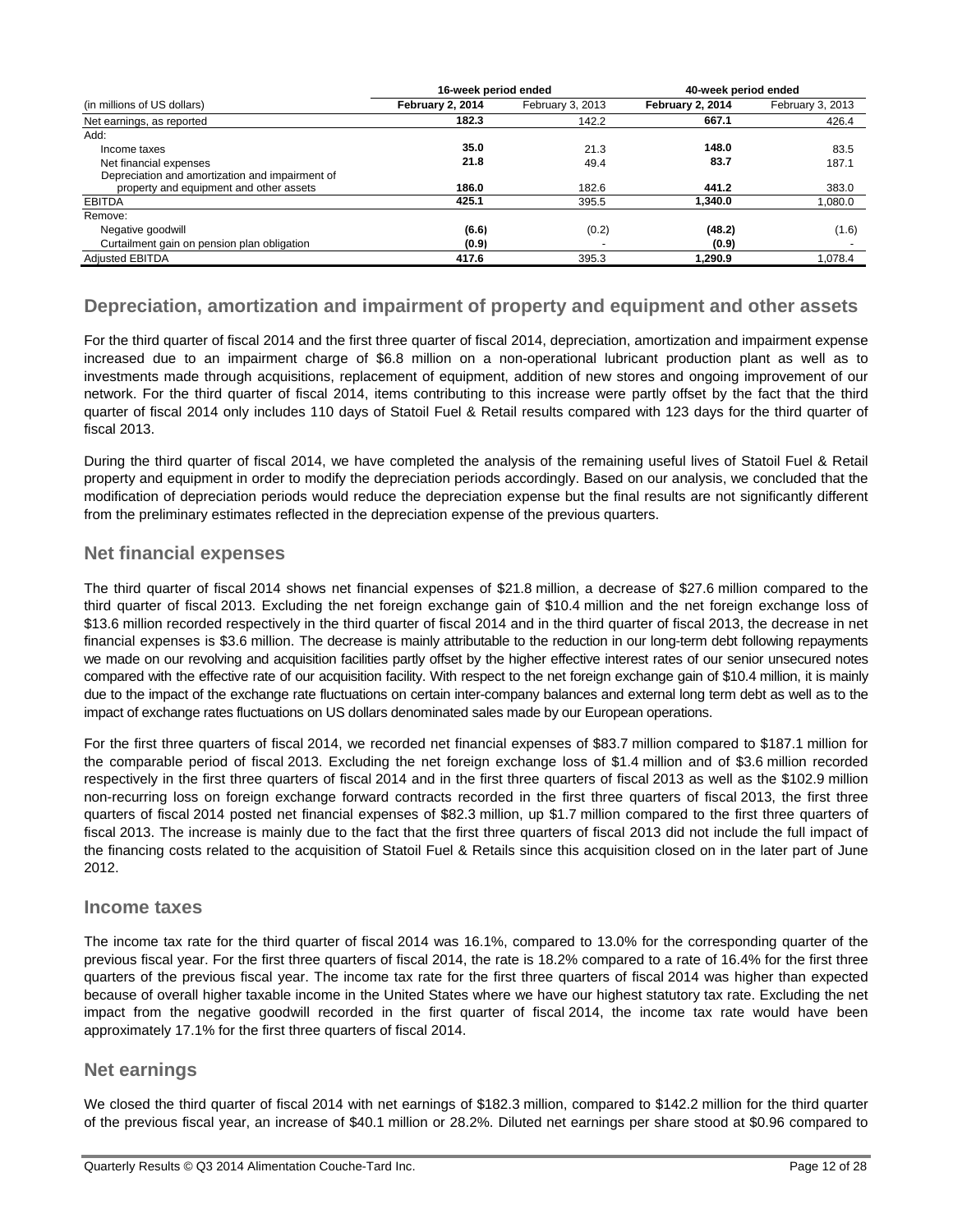| (in millions of US dollars) | 16-week period ended | | 40-week period ended | |
|---|---|---|---|---|
| | **February 2, 2014** | February 3, 2013 | **February 2, 2014** | February 3, 2013 |
| Net earnings, as reported | **182.3** | 142.2 | **667.1** | 426.4 |
| Add: | | | | |
| Income taxes | **35.0** | 21.3 | **148.0** | 83.5 |
| Net financial expenses | **21.8** | 49.4 | **83.7** | 187.1 |
| Depreciation and amortization and impairment of property and equipment and other assets | **186.0** | 182.6 | **441.2** | 383.0 |
| EBITDA | **425.1** | 395.5 | **1,340.0** | 1,080.0 |
| Remove: | | | | |
| Negative goodwill | **(6.6)** | (0.2) | **(48.2)** | (1.6) |
| Curtailment gain on pension plan obligation | **(0.9)** | - | **(0.9)** | - |
| Adjusted EBITDA | **417.6** | 395.3 | **1,290.9** | 1,078.4 |

## Depreciation, amortization and impairment of property and equipment and other assets

For the third quarter of fiscal 2014 and the first three quarter of fiscal 2014, depreciation, amortization and impairment expense increased due to an impairment charge of $6.8 million on a non-operational lubricant production plant as well as to investments made through acquisitions, replacement of equipment, addition of new stores and ongoing improvement of our network. For the third quarter of fiscal 2014, items contributing to this increase were partly offset by the fact that the third quarter of fiscal 2014 only includes 110 days of Statoil Fuel & Retail results compared with 123 days for the third quarter of fiscal 2013.

During the third quarter of fiscal 2014, we have completed the analysis of the remaining useful lives of Statoil Fuel & Retail property and equipment in order to modify the depreciation periods accordingly. Based on our analysis, we concluded that the modification of depreciation periods would reduce the depreciation expense but the final results are not significantly different from the preliminary estimates reflected in the depreciation expense of the previous quarters.

## Net financial expenses

The third quarter of fiscal 2014 shows net financial expenses of $21.8 million, a decrease of $27.6 million compared to the third quarter of fiscal 2013. Excluding the net foreign exchange gain of $10.4 million and the net foreign exchange loss of $13.6 million recorded respectively in the third quarter of fiscal 2014 and in the third quarter of fiscal 2013, the decrease in net financial expenses is $3.6 million. The decrease is mainly attributable to the reduction in our long-term debt following repayments we made on our revolving and acquisition facilities partly offset by the higher effective interest rates of our senior unsecured notes compared with the effective rate of our acquisition facility. With respect to the net foreign exchange gain of $10.4 million, it is mainly due to the impact of the exchange rate fluctuations on certain inter-company balances and external long term debt as well as to the impact of exchange rates fluctuations on US dollars denominated sales made by our European operations.

For the first three quarters of fiscal 2014, we recorded net financial expenses of $83.7 million compared to $187.1 million for the comparable period of fiscal 2013. Excluding the net foreign exchange loss of $1.4 million and of $3.6 million recorded respectively in the first three quarters of fiscal 2014 and in the first three quarters of fiscal 2013 as well as the $102.9 million non-recurring loss on foreign exchange forward contracts recorded in the first three quarters of fiscal 2013, the first three quarters of fiscal 2014 posted net financial expenses of $82.3 million, up $1.7 million compared to the first three quarters of fiscal 2013. The increase is mainly due to the fact that the first three quarters of fiscal 2013 did not include the full impact of the financing costs related to the acquisition of Statoil Fuel & Retails since this acquisition closed on in the later part of June 2012.

## Income taxes

The income tax rate for the third quarter of fiscal 2014 was 16.1%, compared to 13.0% for the corresponding quarter of the previous fiscal year. For the first three quarters of fiscal 2014, the rate is 18.2% compared to a rate of 16.4% for the first three quarters of the previous fiscal year. The income tax rate for the first three quarters of fiscal 2014 was higher than expected because of overall higher taxable income in the United States where we have our highest statutory tax rate. Excluding the net impact from the negative goodwill recorded in the first quarter of fiscal 2014, the income tax rate would have been approximately 17.1% for the first three quarters of fiscal 2014.

## Net earnings

We closed the third quarter of fiscal 2014 with net earnings of $182.3 million, compared to $142.2 million for the third quarter of the previous fiscal year, an increase of $40.1 million or 28.2%. Diluted net earnings per share stood at $0.96 compared to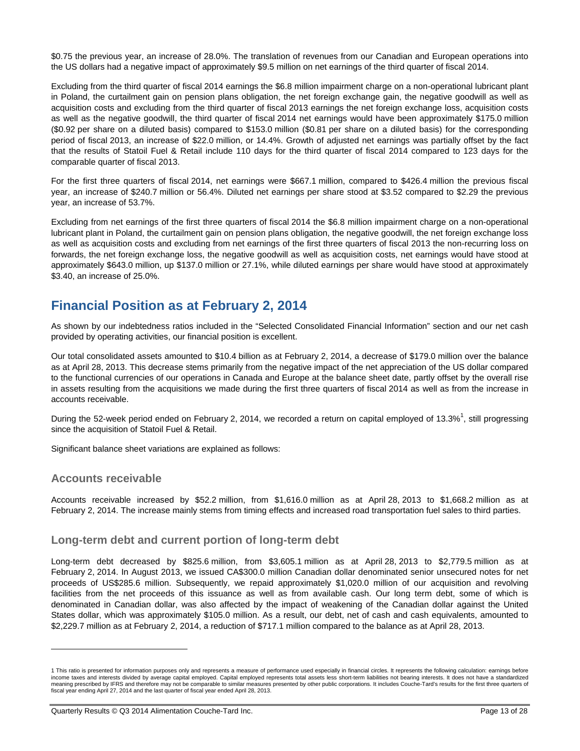$0.75 the previous year, an increase of 28.0%. The translation of revenues from our Canadian and European operations into the US dollars had a negative impact of approximately $9.5 million on net earnings of the third quarter of fiscal 2014.

Excluding from the third quarter of fiscal 2014 earnings the $6.8 million impairment charge on a non-operational lubricant plant in Poland, the curtailment gain on pension plans obligation, the net foreign exchange gain, the negative goodwill as well as acquisition costs and excluding from the third quarter of fiscal 2013 earnings the net foreign exchange loss, acquisition costs as well as the negative goodwill, the third quarter of fiscal 2014 net earnings would have been approximately $175.0 million ($0.92 per share on a diluted basis) compared to $153.0 million ($0.81 per share on a diluted basis) for the corresponding period of fiscal 2013, an increase of $22.0 million, or 14.4%. Growth of adjusted net earnings was partially offset by the fact that the results of Statoil Fuel & Retail include 110 days for the third quarter of fiscal 2014 compared to 123 days for the comparable quarter of fiscal 2013.

For the first three quarters of fiscal 2014, net earnings were $667.1 million, compared to $426.4 million the previous fiscal year, an increase of $240.7 million or 56.4%. Diluted net earnings per share stood at $3.52 compared to $2.29 the previous year, an increase of 53.7%.

Excluding from net earnings of the first three quarters of fiscal 2014 the $6.8 million impairment charge on a non-operational lubricant plant in Poland, the curtailment gain on pension plans obligation, the negative goodwill, the net foreign exchange loss as well as acquisition costs and excluding from net earnings of the first three quarters of fiscal 2013 the non-recurring loss on forwards, the net foreign exchange loss, the negative goodwill as well as acquisition costs, net earnings would have stood at approximately $643.0 million, up $137.0 million or 27.1%, while diluted earnings per share would have stood at approximately $3.40, an increase of 25.0%.

## Financial Position as at February 2, 2014

As shown by our indebtedness ratios included in the "Selected Consolidated Financial Information" section and our net cash provided by operating activities, our financial position is excellent.

Our total consolidated assets amounted to $10.4 billion as at February 2, 2014, a decrease of $179.0 million over the balance as at April 28, 2013. This decrease stems primarily from the negative impact of the net appreciation of the US dollar compared to the functional currencies of our operations in Canada and Europe at the balance sheet date, partly offset by the overall rise in assets resulting from the acquisitions we made during the first three quarters of fiscal 2014 as well as from the increase in accounts receivable.

During the 52-week period ended on February 2, 2014, we recorded a return on capital employed of 13.3%[1], still progressing since the acquisition of Statoil Fuel & Retail.

Significant balance sheet variations are explained as follows:

### Accounts receivable

Accounts receivable increased by $52.2 million, from $1,616.0 million as at April 28, 2013 to $1,668.2 million as at February 2, 2014. The increase mainly stems from timing effects and increased road transportation fuel sales to third parties.

### Long-term debt and current portion of long-term debt

Long-term debt decreased by $825.6 million, from $3,605.1 million as at April 28, 2013 to $2,779.5 million as at February 2, 2014. In August 2013, we issued CA$300.0 million Canadian dollar denominated senior unsecured notes for net proceeds of US$285.6 million. Subsequently, we repaid approximately $1,020.0 million of our acquisition and revolving facilities from the net proceeds of this issuance as well as from available cash. Our long term debt, some of which is denominated in Canadian dollar, was also affected by the impact of weakening of the Canadian dollar against the United States dollar, which was approximately $105.0 million. As a result, our debt, net of cash and cash equivalents, amounted to $2,229.7 million as at February 2, 2014, a reduction of $717.1 million compared to the balance as at April 28, 2013.

---

1 This ratio is presented for information purposes only and represents a measure of performance used especially in financial circles. It represents the following calculation: earnings before income taxes and interests divided by average capital employed. Capital employed represents total assets less short-term liabilities not bearing interests. It does not have a standardized meaning prescribed by IFRS and therefore may not be comparable to similar measures presented by other public corporations. It includes Couche-Tard's results for the first three quarters of fiscal year ending April 27, 2014 and the last quarter of fiscal year ended April 28, 2013.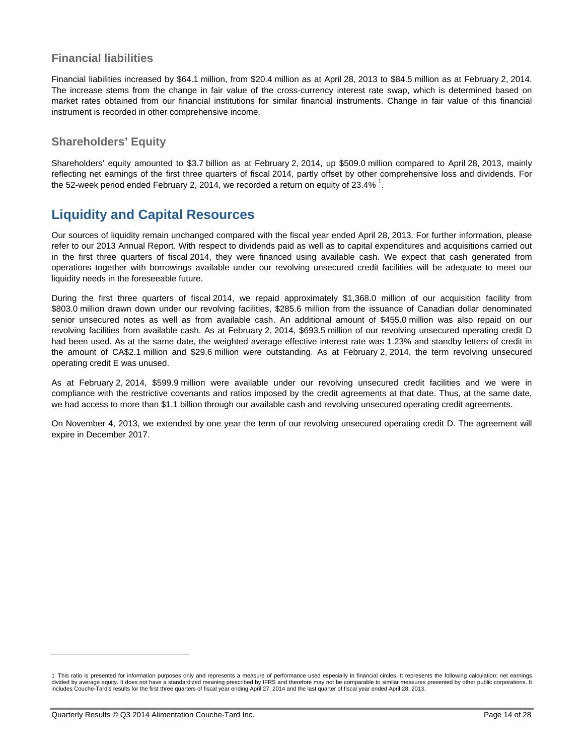### Financial liabilities

Financial liabilities increased by $64.1 million, from $20.4 million as at April 28, 2013 to $84.5 million as at February 2, 2014. The increase stems from the change in fair value of the cross-currency interest rate swap, which is determined based on market rates obtained from our financial institutions for similar financial instruments. Change in fair value of this financial instrument is recorded in other comprehensive income.

### Shareholders' Equity

Shareholders' equity amounted to $3.7 billion as at February 2, 2014, up $509.0 million compared to April 28, 2013, mainly reflecting net earnings of the first three quarters of fiscal 2014, partly offset by other comprehensive loss and dividends. For the 52-week period ended February 2, 2014, we recorded a return on equity of 23.4% [1].

## Liquidity and Capital Resources

Our sources of liquidity remain unchanged compared with the fiscal year ended April 28, 2013. For further information, please refer to our 2013 Annual Report. With respect to dividends paid as well as to capital expenditures and acquisitions carried out in the first three quarters of fiscal 2014, they were financed using available cash. We expect that cash generated from operations together with borrowings available under our revolving unsecured credit facilities will be adequate to meet our liquidity needs in the foreseeable future.

During the first three quarters of fiscal 2014, we repaid approximately $1,368.0 million of our acquisition facility from $803.0 million drawn down under our revolving facilities, $285.6 million from the issuance of Canadian dollar denominated senior unsecured notes as well as from available cash. An additional amount of $455.0 million was also repaid on our revolving facilities from available cash. As at February 2, 2014, $693.5 million of our revolving unsecured operating credit D had been used. As at the same date, the weighted average effective interest rate was 1.23% and standby letters of credit in the amount of CA$2.1 million and $29.6 million were outstanding. As at February 2, 2014, the term revolving unsecured operating credit E was unused.

As at February 2, 2014, $599.9 million were available under our revolving unsecured credit facilities and we were in compliance with the restrictive covenants and ratios imposed by the credit agreements at that date. Thus, at the same date, we had access to more than $1.1 billion through our available cash and revolving unsecured operating credit agreements.

On November 4, 2013, we extended by one year the term of our revolving unsecured operating credit D. The agreement will expire in December 2017.

---

1 This ratio is presented for information purposes only and represents a measure of performance used especially in financial circles. It represents the following calculation: net earnings divided by average equity. It does not have a standardized meaning prescribed by IFRS and therefore may not be comparable to similar measures presented by other public corporations. It includes Couche-Tard's results for the first three quarters of fiscal year ending April 27, 2014 and the last quarter of fiscal year ended April 28, 2013.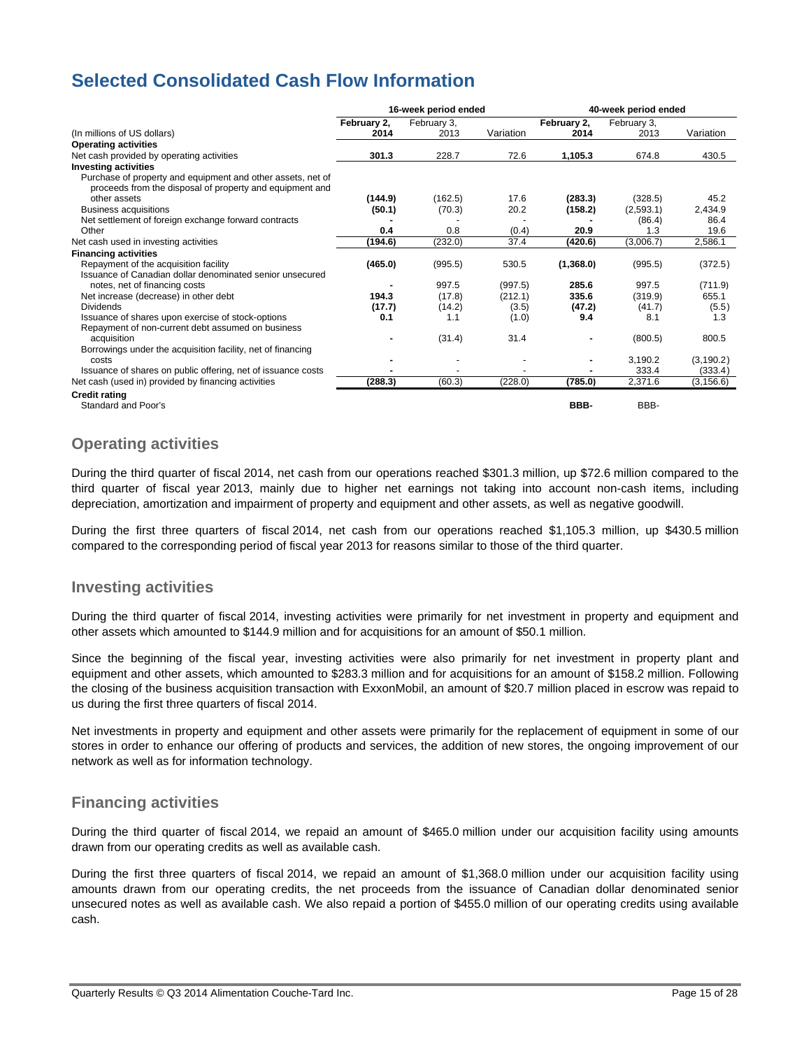# Selected Consolidated Cash Flow Information

| (In millions of US dollars) | 16-week period ended | | | 40-week period ended | | |
|---|---|---|---|---|---|---|
| | **February 2, 2014** | February 3, 2013 | Variation | **February 2, 2014** | February 3, 2013 | Variation |
| **Operating activities** | | | | | | |
| Net cash provided by operating activities | **301.3** | 228.7 | 72.6 | **1,105.3** | 674.8 | 430.5 |
| **Investing activities** | | | | | | |
| Purchase of property and equipment and other assets, net of proceeds from the disposal of property and equipment and other assets | **(144.9)** | (162.5) | 17.6 | **(283.3)** | (328.5) | 45.2 |
| Business acquisitions | **(50.1)** | (70.3) | 20.2 | **(158.2)** | (2,593.1) | 2,434.9 |
| Net settlement of foreign exchange forward contracts | **-** | - | - | **-** | (86.4) | 86.4 |
| Other | **0.4** | 0.8 | (0.4) | **20.9** | 1.3 | 19.6 |
| Net cash used in investing activities | **(194.6)** | (232.0) | 37.4 | **(420.6)** | (3,006.7) | 2,586.1 |
| **Financing activities** | | | | | | |
| Repayment of the acquisition facility | **(465.0)** | (995.5) | 530.5 | **(1,368.0)** | (995.5) | (372.5) |
| Issuance of Canadian dollar denominated senior unsecured notes, net of financing costs | **-** | 997.5 | (997.5) | **285.6** | 997.5 | (711.9) |
| Net increase (decrease) in other debt | **194.3** | (17.8) | (212.1) | **335.6** | (319.9) | 655.1 |
| Dividends | **(17.7)** | (14.2) | (3.5) | **(47.2)** | (41.7) | (5.5) |
| Issuance of shares upon exercise of stock-options | **0.1** | 1.1 | (1.0) | **9.4** | 8.1 | 1.3 |
| Repayment of non-current debt assumed on business acquisition | **-** | (31.4) | 31.4 | **-** | (800.5) | 800.5 |
| Borrowings under the acquisition facility, net of financing costs | **-** | - | - | **-** | 3,190.2 | (3,190.2) |
| Issuance of shares on public offering, net of issuance costs | **-** | - | - | **-** | 333.4 | (333.4) |
| Net cash (used in) provided by financing activities | **(288.3)** | (60.3) | (228.0) | **(785.0)** | 2,371.6 | (3,156.6) |
| **Credit rating** | | | | | | |
| Standard and Poor's | | | | **BBB-** | BBB- | |

## Operating activities

During the third quarter of fiscal 2014, net cash from our operations reached $301.3 million, up $72.6 million compared to the third quarter of fiscal year 2013, mainly due to higher net earnings not taking into account non-cash items, including depreciation, amortization and impairment of property and equipment and other assets, as well as negative goodwill.

During the first three quarters of fiscal 2014, net cash from our operations reached $1,105.3 million, up $430.5 million compared to the corresponding period of fiscal year 2013 for reasons similar to those of the third quarter.

## Investing activities

During the third quarter of fiscal 2014, investing activities were primarily for net investment in property and equipment and other assets which amounted to $144.9 million and for acquisitions for an amount of $50.1 million.

Since the beginning of the fiscal year, investing activities were also primarily for net investment in property plant and equipment and other assets, which amounted to $283.3 million and for acquisitions for an amount of $158.2 million. Following the closing of the business acquisition transaction with ExxonMobil, an amount of $20.7 million placed in escrow was repaid to us during the first three quarters of fiscal 2014.

Net investments in property and equipment and other assets were primarily for the replacement of equipment in some of our stores in order to enhance our offering of products and services, the addition of new stores, the ongoing improvement of our network as well as for information technology.

## Financing activities

During the third quarter of fiscal 2014, we repaid an amount of $465.0 million under our acquisition facility using amounts drawn from our operating credits as well as available cash.

During the first three quarters of fiscal 2014, we repaid an amount of $1,368.0 million under our acquisition facility using amounts drawn from our operating credits, the net proceeds from the issuance of Canadian dollar denominated senior unsecured notes as well as available cash. We also repaid a portion of $455.0 million of our operating credits using available cash.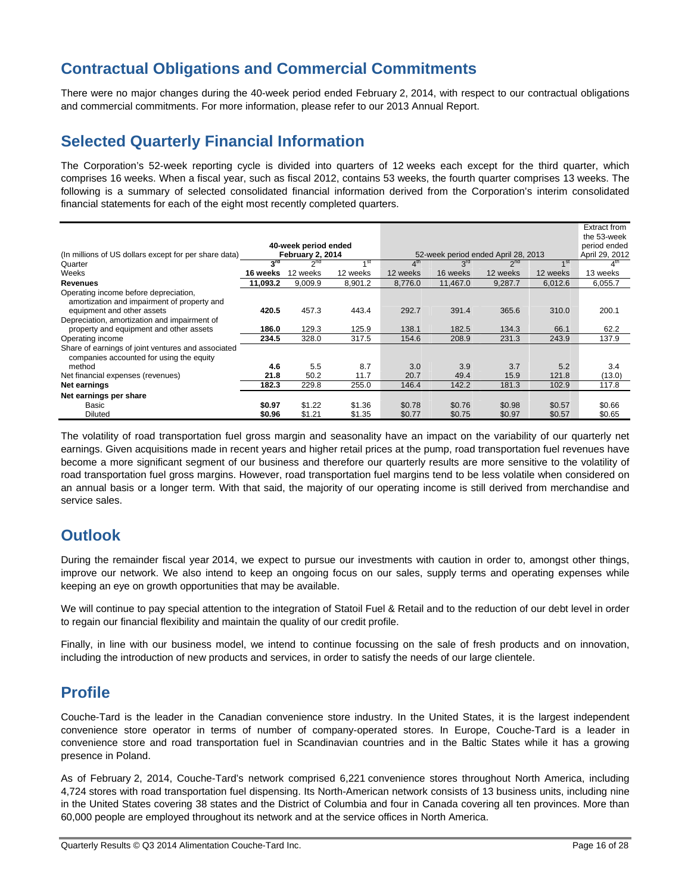## Contractual Obligations and Commercial Commitments

There were no major changes during the 40-week period ended February 2, 2014, with respect to our contractual obligations and commercial commitments. For more information, please refer to our 2013 Annual Report.

## Selected Quarterly Financial Information

The Corporation's 52-week reporting cycle is divided into quarters of 12 weeks each except for the third quarter, which comprises 16 weeks. When a fiscal year, such as fiscal 2012, contains 53 weeks, the fourth quarter comprises 13 weeks. The following is a summary of selected consolidated financial information derived from the Corporation's interim consolidated financial statements for each of the eight most recently completed quarters.

| (In millions of US dollars except for per share data) | 40-week period ended February 2, 2014 | | | 52-week period ended April 28, 2013 | | | | Extract from the 53-week period ended April 29, 2012 |
|---|---|---|---|---|---|---|---|---|
| Quarter | 3rd | 2nd | 1st | 4th | 3rd | 2nd | 1st | 4th |
| Weeks | 16 weeks | 12 weeks | 12 weeks | 12 weeks | 16 weeks | 12 weeks | 12 weeks | 13 weeks |
| **Revenues** | **11,093.2** | 9,009.9 | 8,901.2 | 8,776.0 | 11,467.0 | 9,287.7 | 6,012.6 | 6,055.7 |
| Operating income before depreciation, amortization and impairment of property and equipment and other assets | **420.5** | 457.3 | 443.4 | 292.7 | 391.4 | 365.6 | 310.0 | 200.1 |
| Depreciation, amortization and impairment of property and equipment and other assets | **186.0** | 129.3 | 125.9 | 138.1 | 182.5 | 134.3 | 66.1 | 62.2 |
| Operating income | **234.5** | 328.0 | 317.5 | 154.6 | 208.9 | 231.3 | 243.9 | 137.9 |
| Share of earnings of joint ventures and associated companies accounted for using the equity method | **4.6** | 5.5 | 8.7 | 3.0 | 3.9 | 3.7 | 5.2 | 3.4 |
| Net financial expenses (revenues) | **21.8** | 50.2 | 11.7 | 20.7 | 49.4 | 15.9 | 121.8 | (13.0) |
| **Net earnings** | **182.3** | 229.8 | 255.0 | 146.4 | 142.2 | 181.3 | 102.9 | 117.8 |
| **Net earnings per share** | | | | | | | | |
| Basic | **$0.97** | $1.22 | $1.36 | $0.78 | $0.76 | $0.98 | $0.57 | $0.66 |
| Diluted | **$0.96** | $1.21 | $1.35 | $0.77 | $0.75 | $0.97 | $0.57 | $0.65 |

The volatility of road transportation fuel gross margin and seasonality have an impact on the variability of our quarterly net earnings. Given acquisitions made in recent years and higher retail prices at the pump, road transportation fuel revenues have become a more significant segment of our business and therefore our quarterly results are more sensitive to the volatility of road transportation fuel gross margins. However, road transportation fuel margins tend to be less volatile when considered on an annual basis or a longer term. With that said, the majority of our operating income is still derived from merchandise and service sales.

## Outlook

During the remainder fiscal year 2014, we expect to pursue our investments with caution in order to, amongst other things, improve our network. We also intend to keep an ongoing focus on our sales, supply terms and operating expenses while keeping an eye on growth opportunities that may be available.

We will continue to pay special attention to the integration of Statoil Fuel & Retail and to the reduction of our debt level in order to regain our financial flexibility and maintain the quality of our credit profile.

Finally, in line with our business model, we intend to continue focussing on the sale of fresh products and on innovation, including the introduction of new products and services, in order to satisfy the needs of our large clientele.

## Profile

Couche-Tard is the leader in the Canadian convenience store industry. In the United States, it is the largest independent convenience store operator in terms of number of company-operated stores. In Europe, Couche-Tard is a leader in convenience store and road transportation fuel in Scandinavian countries and in the Baltic States while it has a growing presence in Poland.

As of February 2, 2014, Couche-Tard's network comprised 6,221 convenience stores throughout North America, including 4,724 stores with road transportation fuel dispensing. Its North-American network consists of 13 business units, including nine in the United States covering 38 states and the District of Columbia and four in Canada covering all ten provinces. More than 60,000 people are employed throughout its network and at the service offices in North America.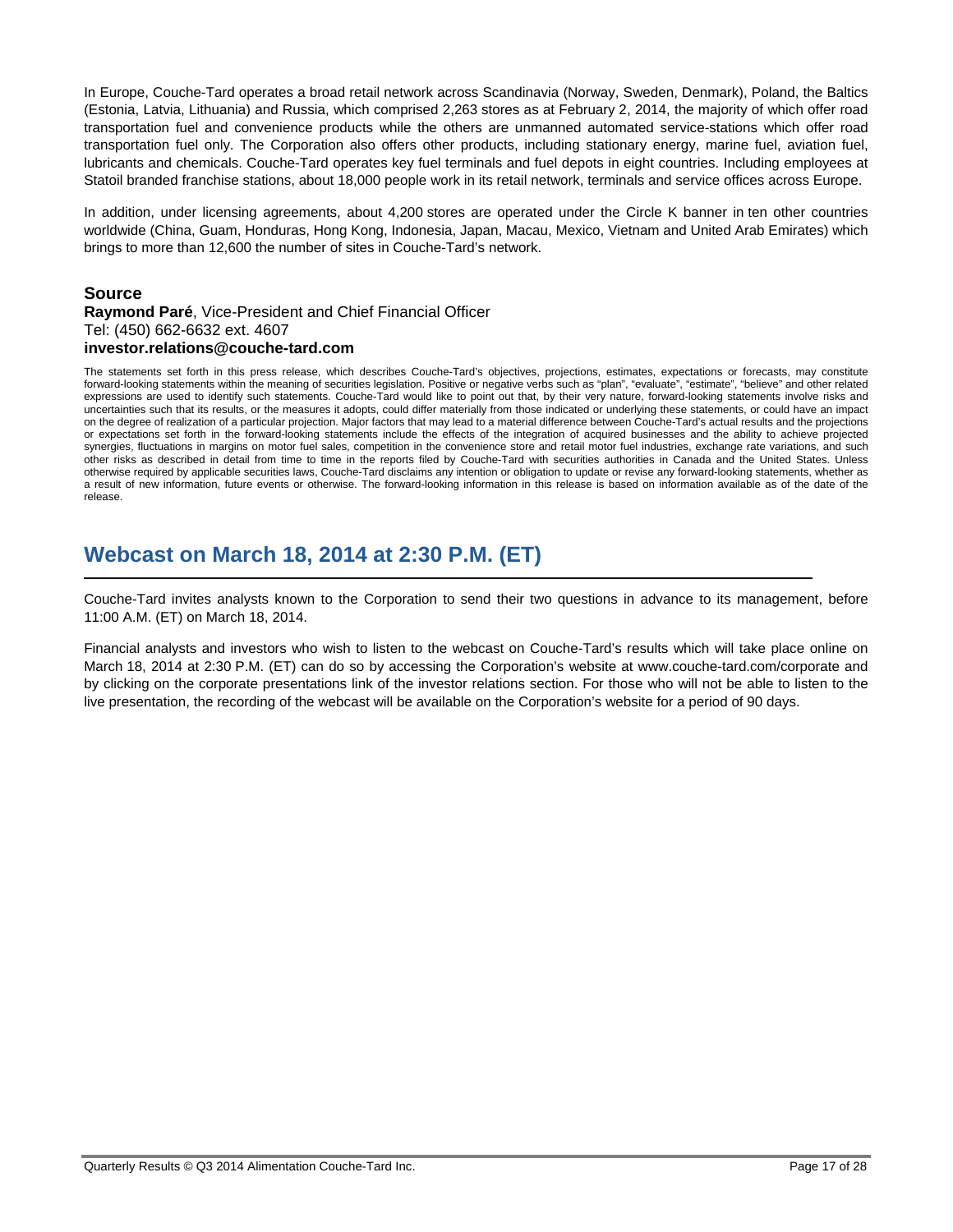In Europe, Couche-Tard operates a broad retail network across Scandinavia (Norway, Sweden, Denmark), Poland, the Baltics (Estonia, Latvia, Lithuania) and Russia, which comprised 2,263 stores as at February 2, 2014, the majority of which offer road transportation fuel and convenience products while the others are unmanned automated service-stations which offer road transportation fuel only. The Corporation also offers other products, including stationary energy, marine fuel, aviation fuel, lubricants and chemicals. Couche-Tard operates key fuel terminals and fuel depots in eight countries. Including employees at Statoil branded franchise stations, about 18,000 people work in its retail network, terminals and service offices across Europe.

In addition, under licensing agreements, about 4,200 stores are operated under the Circle K banner in ten other countries worldwide (China, Guam, Honduras, Hong Kong, Indonesia, Japan, Macau, Mexico, Vietnam and United Arab Emirates) which brings to more than 12,600 the number of sites in Couche-Tard's network.

### Source

**Raymond Paré**, Vice-President and Chief Financial Officer
Tel: (450) 662-6632 ext. 4607
**investor.relations@couche-tard.com**

The statements set forth in this press release, which describes Couche-Tard's objectives, projections, estimates, expectations or forecasts, may constitute forward-looking statements within the meaning of securities legislation. Positive or negative verbs such as "plan", "evaluate", "estimate", "believe" and other related expressions are used to identify such statements. Couche-Tard would like to point out that, by their very nature, forward-looking statements involve risks and uncertainties such that its results, or the measures it adopts, could differ materially from those indicated or underlying these statements, or could have an impact on the degree of realization of a particular projection. Major factors that may lead to a material difference between Couche-Tard's actual results and the projections or expectations set forth in the forward-looking statements include the effects of the integration of acquired businesses and the ability to achieve projected synergies, fluctuations in margins on motor fuel sales, competition in the convenience store and retail motor fuel industries, exchange rate variations, and such other risks as described in detail from time to time in the reports filed by Couche-Tard with securities authorities in Canada and the United States. Unless otherwise required by applicable securities laws, Couche-Tard disclaims any intention or obligation to update or revise any forward-looking statements, whether as a result of new information, future events or otherwise. The forward-looking information in this release is based on information available as of the date of the release.

## Webcast on March 18, 2014 at 2:30 P.M. (ET)

Couche-Tard invites analysts known to the Corporation to send their two questions in advance to its management, before 11:00 A.M. (ET) on March 18, 2014.

Financial analysts and investors who wish to listen to the webcast on Couche-Tard's results which will take place online on March 18, 2014 at 2:30 P.M. (ET) can do so by accessing the Corporation's website at www.couche-tard.com/corporate and by clicking on the corporate presentations link of the investor relations section. For those who will not be able to listen to the live presentation, the recording of the webcast will be available on the Corporation's website for a period of 90 days.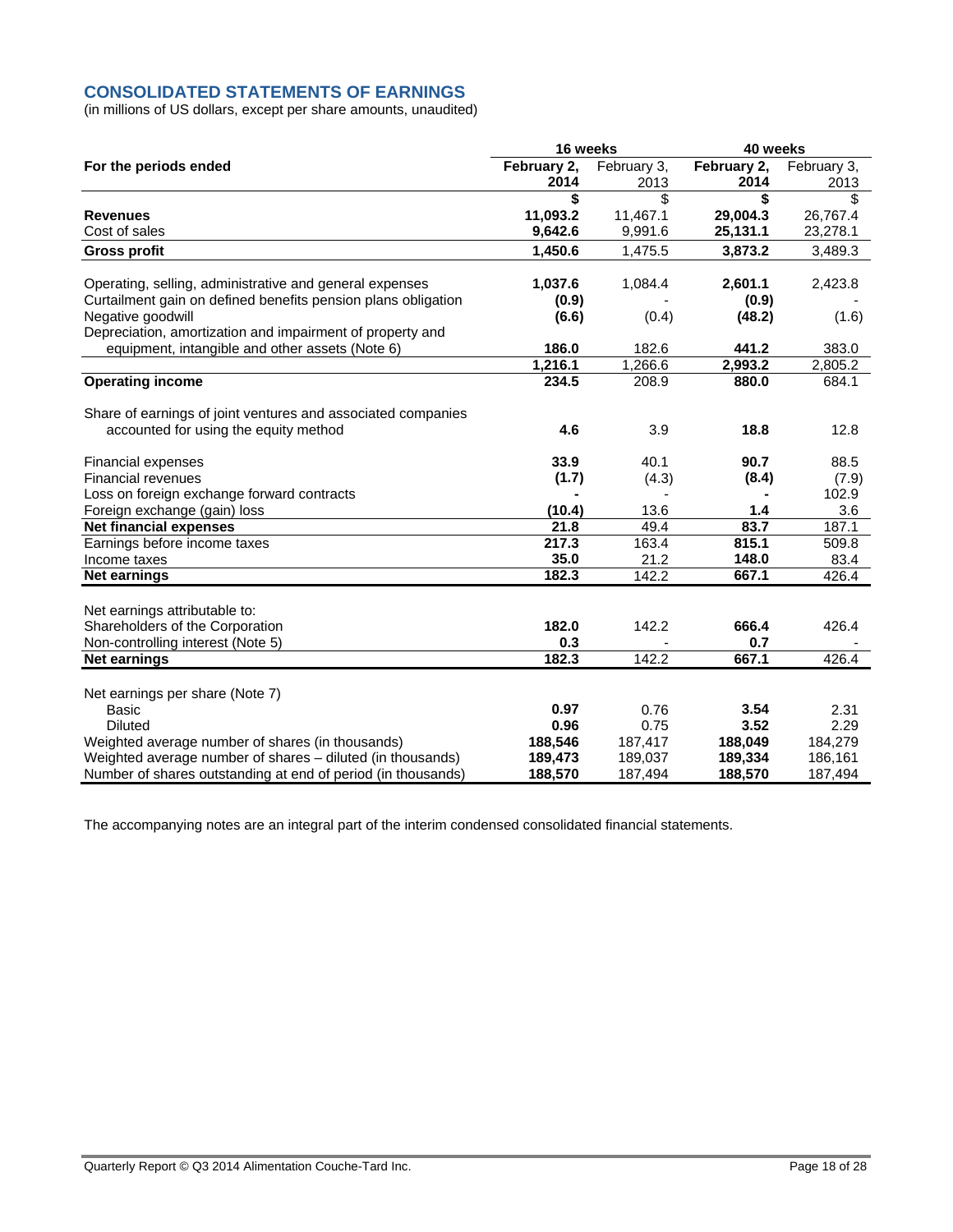## CONSOLIDATED STATEMENTS OF EARNINGS

(in millions of US dollars, except per share amounts, unaudited)

| | 16 weeks | | 40 weeks | |
|---|---|---|---|---|
| **For the periods ended** | **February 2, 2014** | February 3, 2013 | **February 2, 2014** | February 3, 2013 |
| | **$** | $ | **$** | $ |
| **Revenues** | **11,093.2** | 11,467.1 | **29,004.3** | 26,767.4 |
| Cost of sales | **9,642.6** | 9,991.6 | **25,131.1** | 23,278.1 |
| **Gross profit** | **1,450.6** | 1,475.5 | **3,873.2** | 3,489.3 |
| Operating, selling, administrative and general expenses | **1,037.6** | 1,084.4 | **2,601.1** | 2,423.8 |
| Curtailment gain on defined benefits pension plans obligation | **(0.9)** | - | **(0.9)** | - |
| Negative goodwill | **(6.6)** | (0.4) | **(48.2)** | (1.6) |
| Depreciation, amortization and impairment of property and equipment, intangible and other assets (Note 6) | **186.0** | 182.6 | **441.2** | 383.0 |
| | **1,216.1** | 1,266.6 | **2,993.2** | 2,805.2 |
| **Operating income** | **234.5** | 208.9 | **880.0** | 684.1 |
| Share of earnings of joint ventures and associated companies accounted for using the equity method | **4.6** | 3.9 | **18.8** | 12.8 |
| Financial expenses | **33.9** | 40.1 | **90.7** | 88.5 |
| Financial revenues | **(1.7)** | (4.3) | **(8.4)** | (7.9) |
| Loss on foreign exchange forward contracts | **-** | - | **-** | 102.9 |
| Foreign exchange (gain) loss | **(10.4)** | 13.6 | **1.4** | 3.6 |
| **Net financial expenses** | **21.8** | 49.4 | **83.7** | 187.1 |
| Earnings before income taxes | **217.3** | 163.4 | **815.1** | 509.8 |
| Income taxes | **35.0** | 21.2 | **148.0** | 83.4 |
| **Net earnings** | **182.3** | 142.2 | **667.1** | 426.4 |
| Net earnings attributable to: | | | | |
| Shareholders of the Corporation | **182.0** | 142.2 | **666.4** | 426.4 |
| Non-controlling interest (Note 5) | **0.3** | - | **0.7** | - |
| **Net earnings** | **182.3** | 142.2 | **667.1** | 426.4 |
| Net earnings per share (Note 7) | | | | |
| Basic | **0.97** | 0.76 | **3.54** | 2.31 |
| Diluted | **0.96** | 0.75 | **3.52** | 2.29 |
| Weighted average number of shares (in thousands) | **188,546** | 187,417 | **188,049** | 184,279 |
| Weighted average number of shares – diluted (in thousands) | **189,473** | 189,037 | **189,334** | 186,161 |
| Number of shares outstanding at end of period (in thousands) | **188,570** | 187,494 | **188,570** | 187,494 |

The accompanying notes are an integral part of the interim condensed consolidated financial statements.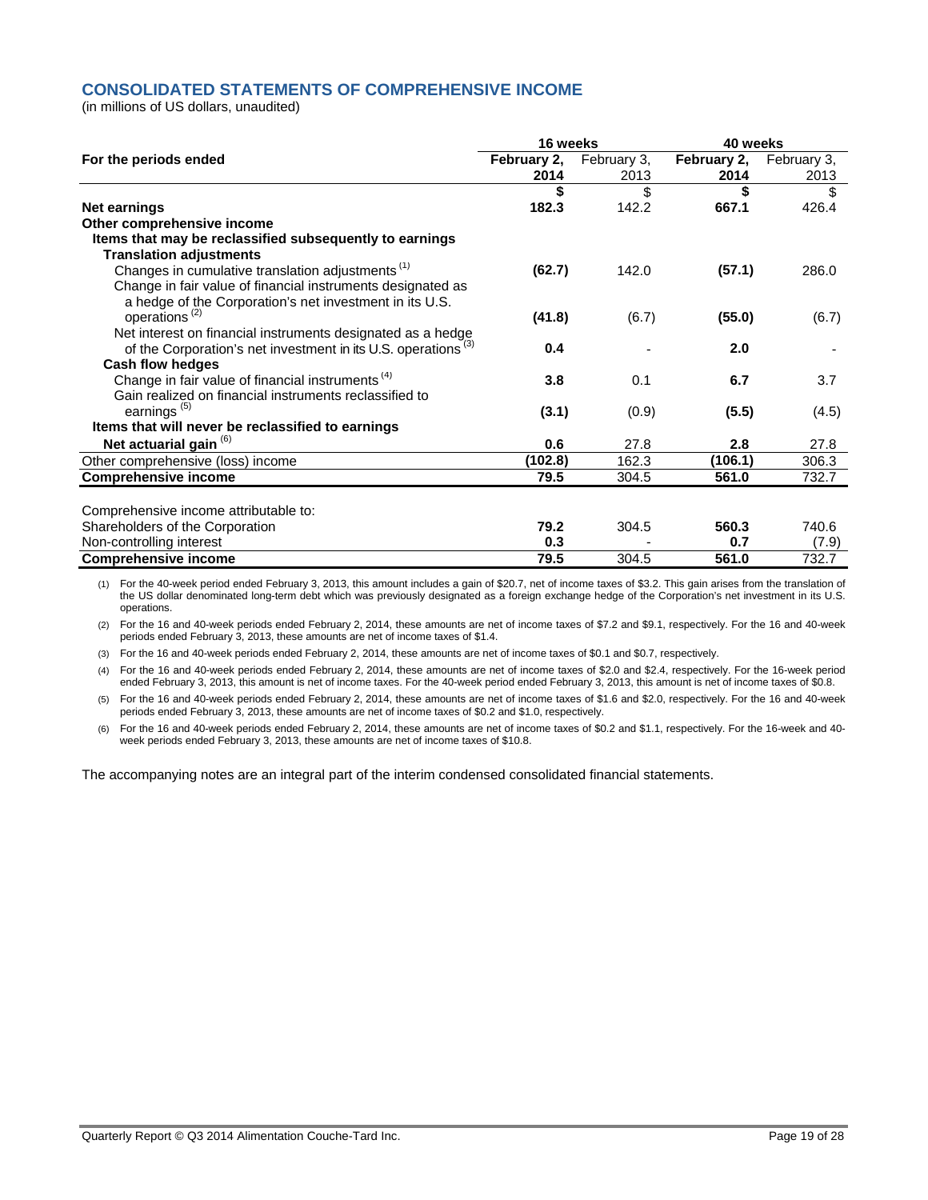## CONSOLIDATED STATEMENTS OF COMPREHENSIVE INCOME

(in millions of US dollars, unaudited)

| For the periods ended | 16 weeks | | 40 weeks | |
|---|---|---|---|---|
| | **February 2, 2014** | February 3, 2013 | **February 2, 2014** | February 3, 2013 |
| | **$** | $ | **$** | $ |
| **Net earnings** | **182.3** | 142.2 | **667.1** | 426.4 |
| **Other comprehensive income** | | | | |
| **Items that may be reclassified subsequently to earnings** | | | | |
| **Translation adjustments** | | | | |
| Changes in cumulative translation adjustments [1] | **(62.7)** | 142.0 | **(57.1)** | 286.0 |
| Change in fair value of financial instruments designated as a hedge of the Corporation's net investment in its U.S. operations [2] | **(41.8)** | (6.7) | **(55.0)** | (6.7) |
| Net interest on financial instruments designated as a hedge of the Corporation's net investment in its U.S. operations [3] | **0.4** | - | **2.0** | - |
| **Cash flow hedges** | | | | |
| Change in fair value of financial instruments [4] | **3.8** | 0.1 | **6.7** | 3.7 |
| Gain realized on financial instruments reclassified to earnings [5] | **(3.1)** | (0.9) | **(5.5)** | (4.5) |
| **Items that will never be reclassified to earnings** | | | | |
| **Net actuarial gain** [6] | **0.6** | 27.8 | **2.8** | 27.8 |
| Other comprehensive (loss) income | **(102.8)** | 162.3 | **(106.1)** | 306.3 |
| **Comprehensive income** | **79.5** | 304.5 | **561.0** | 732.7 |
| | | | | |
| Comprehensive income attributable to: | | | | |
| Shareholders of the Corporation | **79.2** | 304.5 | **560.3** | 740.6 |
| Non-controlling interest | **0.3** | - | **0.7** | (7.9) |
| **Comprehensive income** | **79.5** | 304.5 | **561.0** | 732.7 |

(1) For the 40-week period ended February 3, 2013, this amount includes a gain of $20.7, net of income taxes of $3.2. This gain arises from the translation of the US dollar denominated long-term debt which was previously designated as a foreign exchange hedge of the Corporation's net investment in its U.S. operations.

(2) For the 16 and 40-week periods ended February 2, 2014, these amounts are net of income taxes of $7.2 and $9.1, respectively. For the 16 and 40-week periods ended February 3, 2013, these amounts are net of income taxes of $1.4.

(3) For the 16 and 40-week periods ended February 2, 2014, these amounts are net of income taxes of $0.1 and $0.7, respectively.

(4) For the 16 and 40-week periods ended February 2, 2014, these amounts are net of income taxes of $2.0 and $2.4, respectively. For the 16-week period ended February 3, 2013, this amount is net of income taxes. For the 40-week period ended February 3, 2013, this amount is net of income taxes of $0.8.

(5) For the 16 and 40-week periods ended February 2, 2014, these amounts are net of income taxes of $1.6 and $2.0, respectively. For the 16 and 40-week periods ended February 3, 2013, these amounts are net of income taxes of $0.2 and $1.0, respectively.

(6) For the 16 and 40-week periods ended February 2, 2014, these amounts are net of income taxes of $0.2 and $1.1, respectively. For the 16-week and 40-week periods ended February 3, 2013, these amounts are net of income taxes of $10.8.

The accompanying notes are an integral part of the interim condensed consolidated financial statements.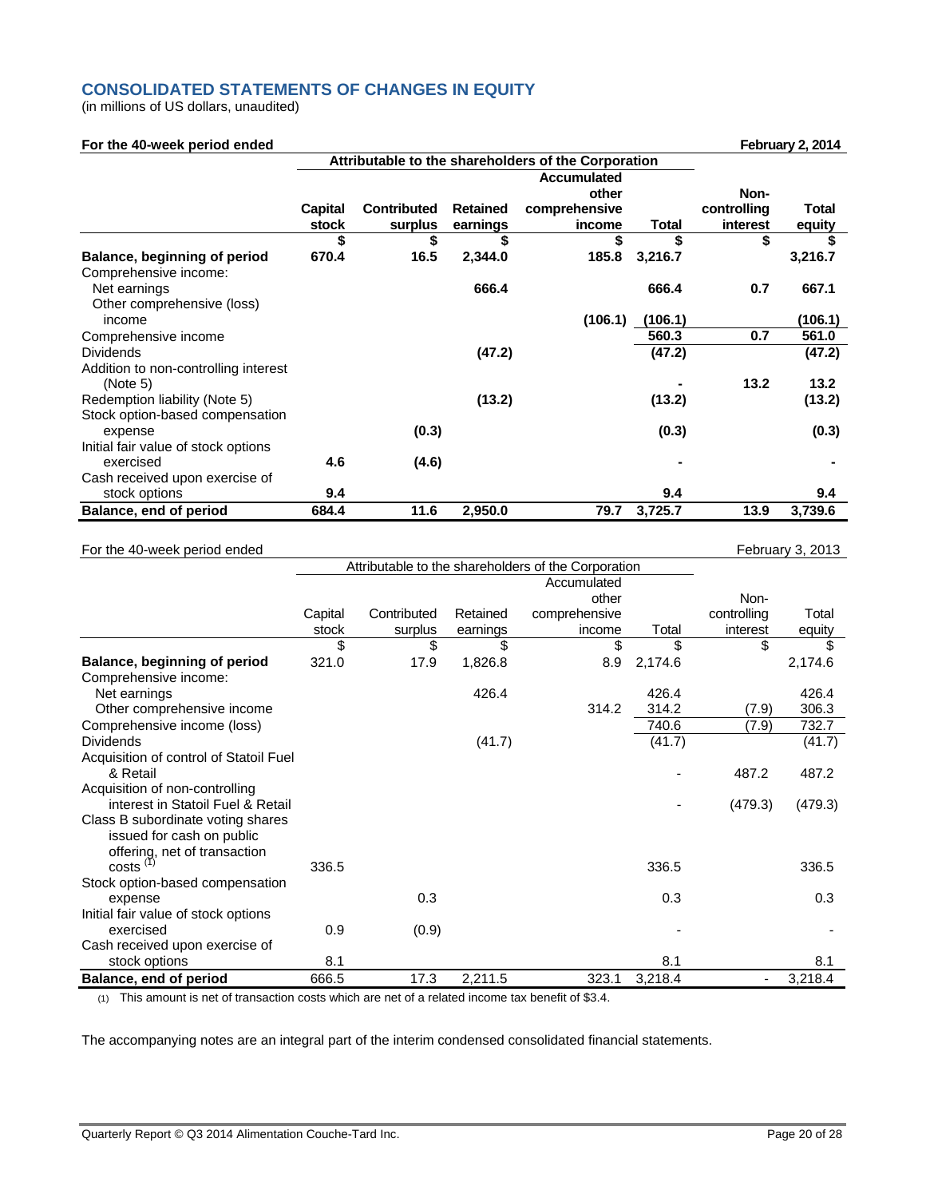## CONSOLIDATED STATEMENTS OF CHANGES IN EQUITY

(in millions of US dollars, unaudited)

| **For the 40-week period ended** | | | | | | | **February 2, 2014** |
|---|---|---|---|---|---|---|---|
| | **Attributable to the shareholders of the Corporation** | | | | | | |
| | **Capital stock** | **Contributed surplus** | **Retained earnings** | **Accumulated other comprehensive income** | **Total** | **Non-controlling interest** | **Total equity** |
| | **$** | **$** | **$** | **$** | **$** | **$** | **$** |
| **Balance, beginning of period** | **670.4** | **16.5** | **2,344.0** | **185.8** | **3,216.7** | | **3,216.7** |
| Comprehensive income: | | | | | | | |
| Net earnings | | | **666.4** | | **666.4** | **0.7** | **667.1** |
| Other comprehensive (loss) income | | | | **(106.1)** | **(106.1)** | | **(106.1)** |
| Comprehensive income | | | | | **560.3** | **0.7** | **561.0** |
| Dividends | | | **(47.2)** | | **(47.2)** | | **(47.2)** |
| Addition to non-controlling interest (Note 5) | | | | | **-** | **13.2** | **13.2** |
| Redemption liability (Note 5) | | | **(13.2)** | | **(13.2)** | | **(13.2)** |
| Stock option-based compensation expense | | **(0.3)** | | | **(0.3)** | | **(0.3)** |
| Initial fair value of stock options exercised | **4.6** | **(4.6)** | | | **-** | | **-** |
| Cash received upon exercise of stock options | **9.4** | | | | **9.4** | | **9.4** |
| **Balance, end of period** | **684.4** | **11.6** | **2,950.0** | **79.7** | **3,725.7** | **13.9** | **3,739.6** |

| For the 40-week period ended | | | | | | | February 3, 2013 |
|---|---|---|---|---|---|---|---|
| | Attributable to the shareholders of the Corporation | | | | | | |
| | Capital stock | Contributed surplus | Retained earnings | Accumulated other comprehensive income | Total | Non-controlling interest | Total equity |
| | $ | $ | $ | $ | $ | $ | $ |
| **Balance, beginning of period** | 321.0 | 17.9 | 1,826.8 | 8.9 | 2,174.6 | | 2,174.6 |
| Comprehensive income: | | | | | | | |
| Net earnings | | | 426.4 | | 426.4 | | 426.4 |
| Other comprehensive income | | | | 314.2 | 314.2 | (7.9) | 306.3 |
| Comprehensive income (loss) | | | | | 740.6 | (7.9) | 732.7 |
| Dividends | | | (41.7) | | (41.7) | | (41.7) |
| Acquisition of control of Statoil Fuel & Retail | | | | | - | 487.2 | 487.2 |
| Acquisition of non-controlling interest in Statoil Fuel & Retail | | | | | - | (479.3) | (479.3) |
| Class B subordinate voting shares issued for cash on public offering, net of transaction costs (1) | 336.5 | | | | 336.5 | | 336.5 |
| Stock option-based compensation expense | | 0.3 | | | 0.3 | | 0.3 |
| Initial fair value of stock options exercised | 0.9 | (0.9) | | | - | | - |
| Cash received upon exercise of stock options | 8.1 | | | | 8.1 | | 8.1 |
| **Balance, end of period** | 666.5 | 17.3 | 2,211.5 | 323.1 | 3,218.4 | - | 3,218.4 |

(1) This amount is net of transaction costs which are net of a related income tax benefit of $3.4.

The accompanying notes are an integral part of the interim condensed consolidated financial statements.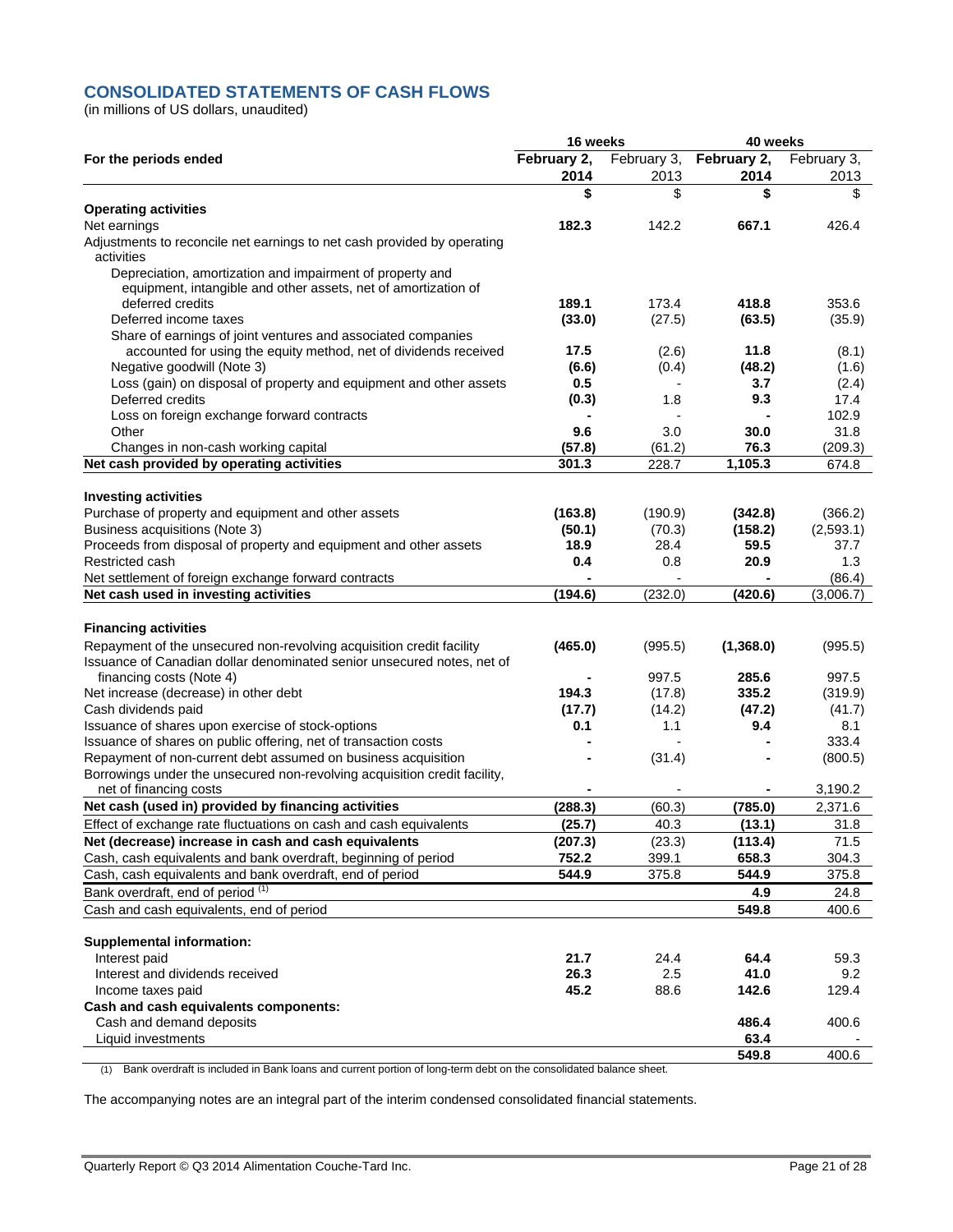## CONSOLIDATED STATEMENTS OF CASH FLOWS

(in millions of US dollars, unaudited)

| | 16 weeks | | 40 weeks | |
|---|---|---|---|---|
| **For the periods ended** | **February 2, 2014** | February 3, 2013 | **February 2, 2014** | February 3, 2013 |
| | **$** | $ | **$** | $ |
| **Operating activities** | | | | |
| Net earnings | **182.3** | 142.2 | **667.1** | 426.4 |
| Adjustments to reconcile net earnings to net cash provided by operating activities | | | | |
| Depreciation, amortization and impairment of property and equipment, intangible and other assets, net of amortization of deferred credits | **189.1** | 173.4 | **418.8** | 353.6 |
| Deferred income taxes | **(33.0)** | (27.5) | **(63.5)** | (35.9) |
| Share of earnings of joint ventures and associated companies accounted for using the equity method, net of dividends received | **17.5** | (2.6) | **11.8** | (8.1) |
| Negative goodwill (Note 3) | **(6.6)** | (0.4) | **(48.2)** | (1.6) |
| Loss (gain) on disposal of property and equipment and other assets | **0.5** | - | **3.7** | (2.4) |
| Deferred credits | **(0.3)** | 1.8 | **9.3** | 17.4 |
| Loss on foreign exchange forward contracts | **-** | - | **-** | 102.9 |
| Other | **9.6** | 3.0 | **30.0** | 31.8 |
| Changes in non-cash working capital | **(57.8)** | (61.2) | **76.3** | (209.3) |
| **Net cash provided by operating activities** | **301.3** | 228.7 | **1,105.3** | 674.8 |
| **Investing activities** | | | | |
| Purchase of property and equipment and other assets | **(163.8)** | (190.9) | **(342.8)** | (366.2) |
| Business acquisitions (Note 3) | **(50.1)** | (70.3) | **(158.2)** | (2,593.1) |
| Proceeds from disposal of property and equipment and other assets | **18.9** | 28.4 | **59.5** | 37.7 |
| Restricted cash | **0.4** | 0.8 | **20.9** | 1.3 |
| Net settlement of foreign exchange forward contracts | **-** | - | **-** | (86.4) |
| **Net cash used in investing activities** | **(194.6)** | (232.0) | **(420.6)** | (3,006.7) |
| **Financing activities** | | | | |
| Repayment of the unsecured non-revolving acquisition credit facility | **(465.0)** | (995.5) | **(1,368.0)** | (995.5) |
| Issuance of Canadian dollar denominated senior unsecured notes, net of financing costs (Note 4) | **-** | 997.5 | **285.6** | 997.5 |
| Net increase (decrease) in other debt | **194.3** | (17.8) | **335.2** | (319.9) |
| Cash dividends paid | **(17.7)** | (14.2) | **(47.2)** | (41.7) |
| Issuance of shares upon exercise of stock-options | **0.1** | 1.1 | **9.4** | 8.1 |
| Issuance of shares on public offering, net of transaction costs | **-** | - | **-** | 333.4 |
| Repayment of non-current debt assumed on business acquisition | **-** | (31.4) | **-** | (800.5) |
| Borrowings under the unsecured non-revolving acquisition credit facility, net of financing costs | **-** | - | **-** | 3,190.2 |
| **Net cash (used in) provided by financing activities** | **(288.3)** | (60.3) | **(785.0)** | 2,371.6 |
| Effect of exchange rate fluctuations on cash and cash equivalents | **(25.7)** | 40.3 | **(13.1)** | 31.8 |
| **Net (decrease) increase in cash and cash equivalents** | **(207.3)** | (23.3) | **(113.4)** | 71.5 |
| Cash, cash equivalents and bank overdraft, beginning of period | **752.2** | 399.1 | **658.3** | 304.3 |
| Cash, cash equivalents and bank overdraft, end of period | **544.9** | 375.8 | **544.9** | 375.8 |
| Bank overdraft, end of period (1) | | | **4.9** | 24.8 |
| Cash and cash equivalents, end of period | | | **549.8** | 400.6 |
| **Supplemental information:** | | | | |
| Interest paid | **21.7** | 24.4 | **64.4** | 59.3 |
| Interest and dividends received | **26.3** | 2.5 | **41.0** | 9.2 |
| Income taxes paid | **45.2** | 88.6 | **142.6** | 129.4 |
| **Cash and cash equivalents components:** | | | | |
| Cash and demand deposits | | | **486.4** | 400.6 |
| Liquid investments | | | **63.4** | - |
| | | | **549.8** | 400.6 |

(1) Bank overdraft is included in Bank loans and current portion of long-term debt on the consolidated balance sheet.

The accompanying notes are an integral part of the interim condensed consolidated financial statements.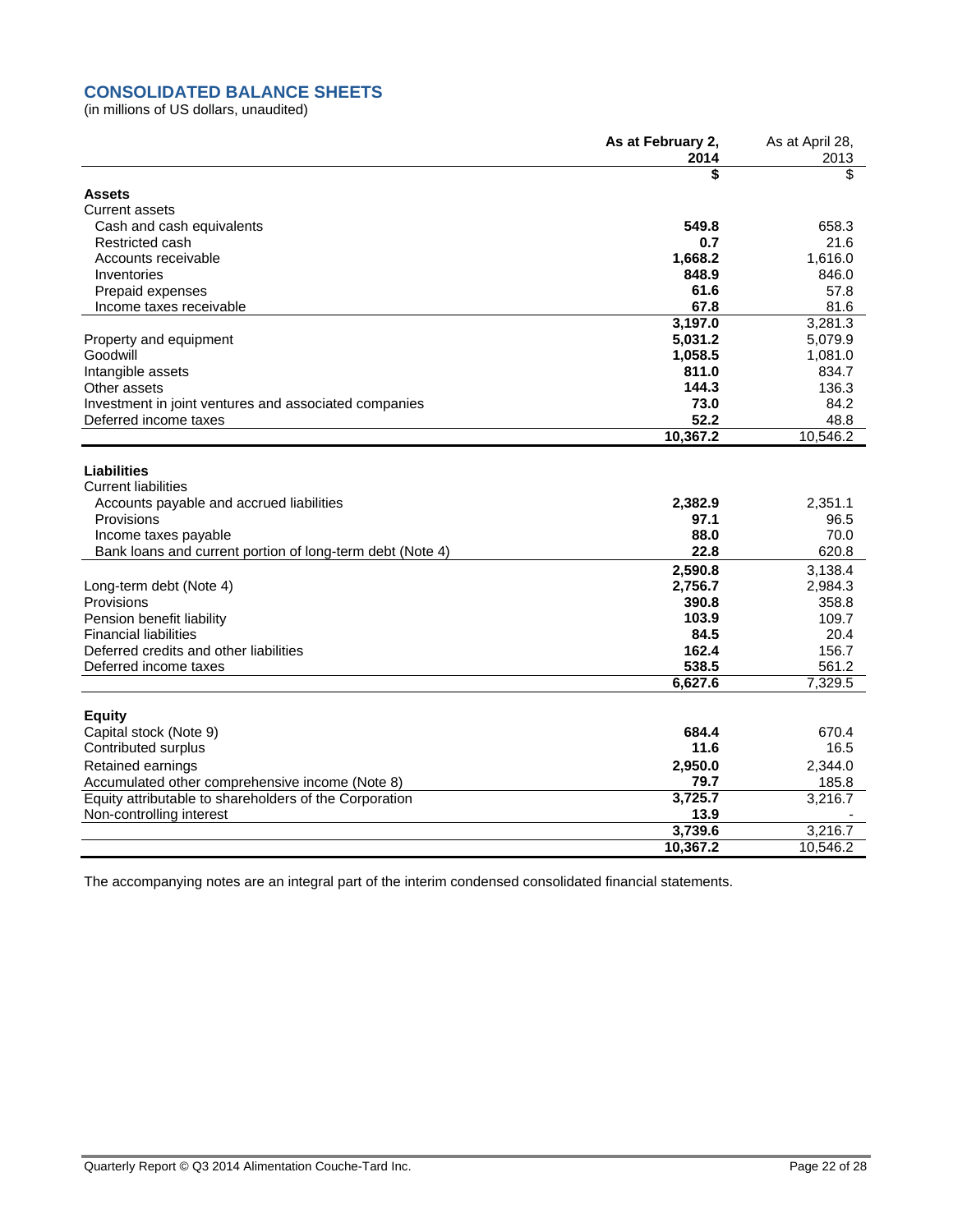## CONSOLIDATED BALANCE SHEETS

(in millions of US dollars, unaudited)

| | As at February 2, 2014 | As at April 28, 2013 |
|---|---|---|
| | $ | $ |
| **Assets** | | |
| Current assets | | |
| Cash and cash equivalents | **549.8** | 658.3 |
| Restricted cash | **0.7** | 21.6 |
| Accounts receivable | **1,668.2** | 1,616.0 |
| Inventories | **848.9** | 846.0 |
| Prepaid expenses | **61.6** | 57.8 |
| Income taxes receivable | **67.8** | 81.6 |
| | **3,197.0** | 3,281.3 |
| Property and equipment | **5,031.2** | 5,079.9 |
| Goodwill | **1,058.5** | 1,081.0 |
| Intangible assets | **811.0** | 834.7 |
| Other assets | **144.3** | 136.3 |
| Investment in joint ventures and associated companies | **73.0** | 84.2 |
| Deferred income taxes | **52.2** | 48.8 |
| | **10,367.2** | 10,546.2 |
| **Liabilities** | | |
| Current liabilities | | |
| Accounts payable and accrued liabilities | **2,382.9** | 2,351.1 |
| Provisions | **97.1** | 96.5 |
| Income taxes payable | **88.0** | 70.0 |
| Bank loans and current portion of long-term debt (Note 4) | **22.8** | 620.8 |
| | **2,590.8** | 3,138.4 |
| Long-term debt (Note 4) | **2,756.7** | 2,984.3 |
| Provisions | **390.8** | 358.8 |
| Pension benefit liability | **103.9** | 109.7 |
| Financial liabilities | **84.5** | 20.4 |
| Deferred credits and other liabilities | **162.4** | 156.7 |
| Deferred income taxes | **538.5** | 561.2 |
| | **6,627.6** | 7,329.5 |
| **Equity** | | |
| Capital stock (Note 9) | **684.4** | 670.4 |
| Contributed surplus | **11.6** | 16.5 |
| Retained earnings | **2,950.0** | 2,344.0 |
| Accumulated other comprehensive income (Note 8) | **79.7** | 185.8 |
| Equity attributable to shareholders of the Corporation | **3,725.7** | 3,216.7 |
| Non-controlling interest | **13.9** | - |
| | **3,739.6** | 3,216.7 |
| | **10,367.2** | 10,546.2 |

The accompanying notes are an integral part of the interim condensed consolidated financial statements.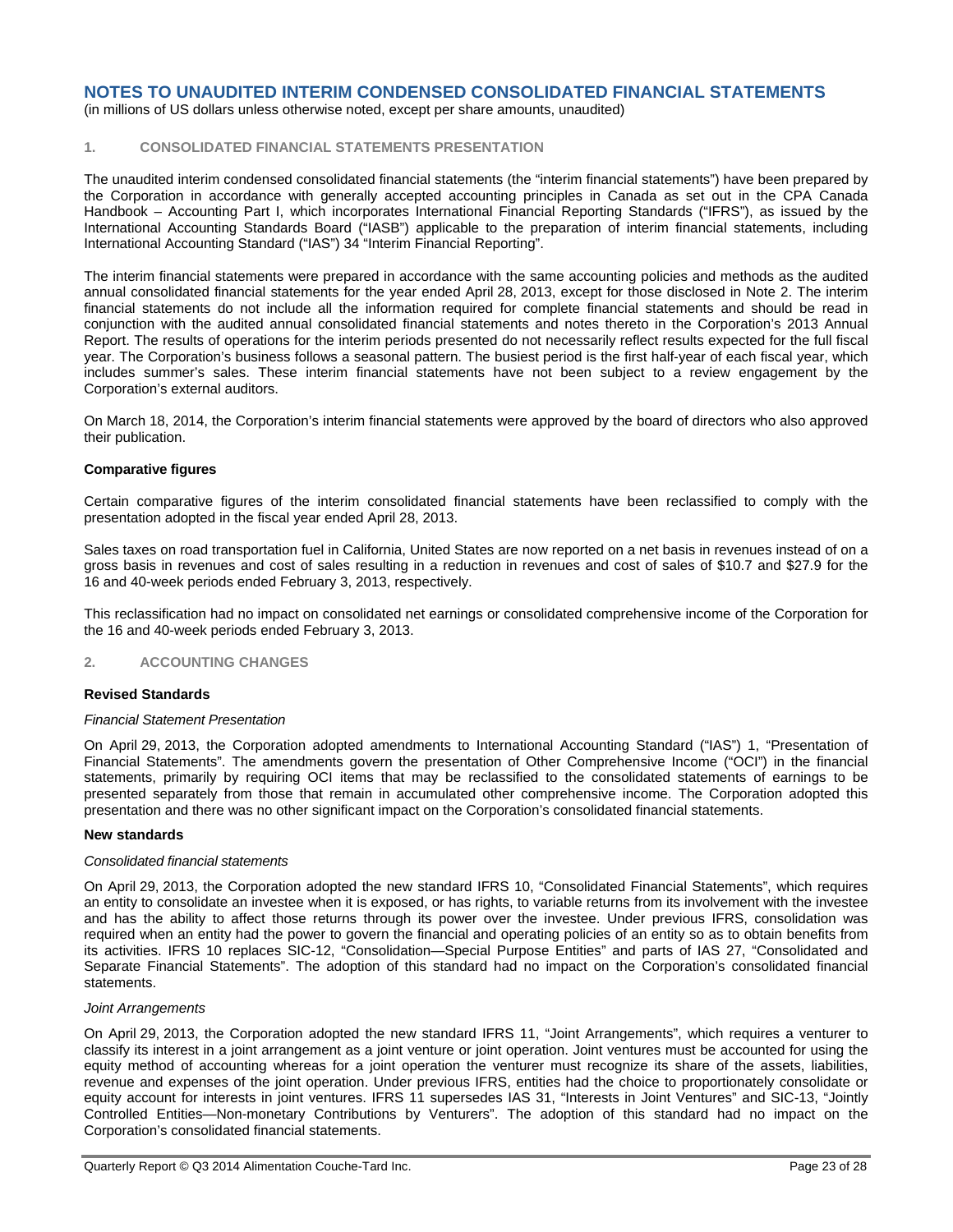# NOTES TO UNAUDITED INTERIM CONDENSED CONSOLIDATED FINANCIAL STATEMENTS

(in millions of US dollars unless otherwise noted, except per share amounts, unaudited)

## 1. CONSOLIDATED FINANCIAL STATEMENTS PRESENTATION

The unaudited interim condensed consolidated financial statements (the "interim financial statements") have been prepared by the Corporation in accordance with generally accepted accounting principles in Canada as set out in the CPA Canada Handbook – Accounting Part I, which incorporates International Financial Reporting Standards ("IFRS"), as issued by the International Accounting Standards Board ("IASB") applicable to the preparation of interim financial statements, including International Accounting Standard ("IAS") 34 "Interim Financial Reporting".

The interim financial statements were prepared in accordance with the same accounting policies and methods as the audited annual consolidated financial statements for the year ended April 28, 2013, except for those disclosed in Note 2. The interim financial statements do not include all the information required for complete financial statements and should be read in conjunction with the audited annual consolidated financial statements and notes thereto in the Corporation's 2013 Annual Report. The results of operations for the interim periods presented do not necessarily reflect results expected for the full fiscal year. The Corporation's business follows a seasonal pattern. The busiest period is the first half-year of each fiscal year, which includes summer's sales. These interim financial statements have not been subject to a review engagement by the Corporation's external auditors.

On March 18, 2014, the Corporation's interim financial statements were approved by the board of directors who also approved their publication.

### Comparative figures

Certain comparative figures of the interim consolidated financial statements have been reclassified to comply with the presentation adopted in the fiscal year ended April 28, 2013.

Sales taxes on road transportation fuel in California, United States are now reported on a net basis in revenues instead of on a gross basis in revenues and cost of sales resulting in a reduction in revenues and cost of sales of $10.7 and $27.9 for the 16 and 40-week periods ended February 3, 2013, respectively.

This reclassification had no impact on consolidated net earnings or consolidated comprehensive income of the Corporation for the 16 and 40-week periods ended February 3, 2013.

## 2. ACCOUNTING CHANGES

### Revised Standards

*Financial Statement Presentation*

On April 29, 2013, the Corporation adopted amendments to International Accounting Standard ("IAS") 1, "Presentation of Financial Statements". The amendments govern the presentation of Other Comprehensive Income ("OCI") in the financial statements, primarily by requiring OCI items that may be reclassified to the consolidated statements of earnings to be presented separately from those that remain in accumulated other comprehensive income. The Corporation adopted this presentation and there was no other significant impact on the Corporation's consolidated financial statements.

### New standards

*Consolidated financial statements*

On April 29, 2013, the Corporation adopted the new standard IFRS 10, "Consolidated Financial Statements", which requires an entity to consolidate an investee when it is exposed, or has rights, to variable returns from its involvement with the investee and has the ability to affect those returns through its power over the investee. Under previous IFRS, consolidation was required when an entity had the power to govern the financial and operating policies of an entity so as to obtain benefits from its activities. IFRS 10 replaces SIC-12, "Consolidation—Special Purpose Entities" and parts of IAS 27, "Consolidated and Separate Financial Statements". The adoption of this standard had no impact on the Corporation's consolidated financial statements.

*Joint Arrangements*

On April 29, 2013, the Corporation adopted the new standard IFRS 11, "Joint Arrangements", which requires a venturer to classify its interest in a joint arrangement as a joint venture or joint operation. Joint ventures must be accounted for using the equity method of accounting whereas for a joint operation the venturer must recognize its share of the assets, liabilities, revenue and expenses of the joint operation. Under previous IFRS, entities had the choice to proportionately consolidate or equity account for interests in joint ventures. IFRS 11 supersedes IAS 31, "Interests in Joint Ventures" and SIC-13, "Jointly Controlled Entities—Non-monetary Contributions by Venturers". The adoption of this standard had no impact on the Corporation's consolidated financial statements.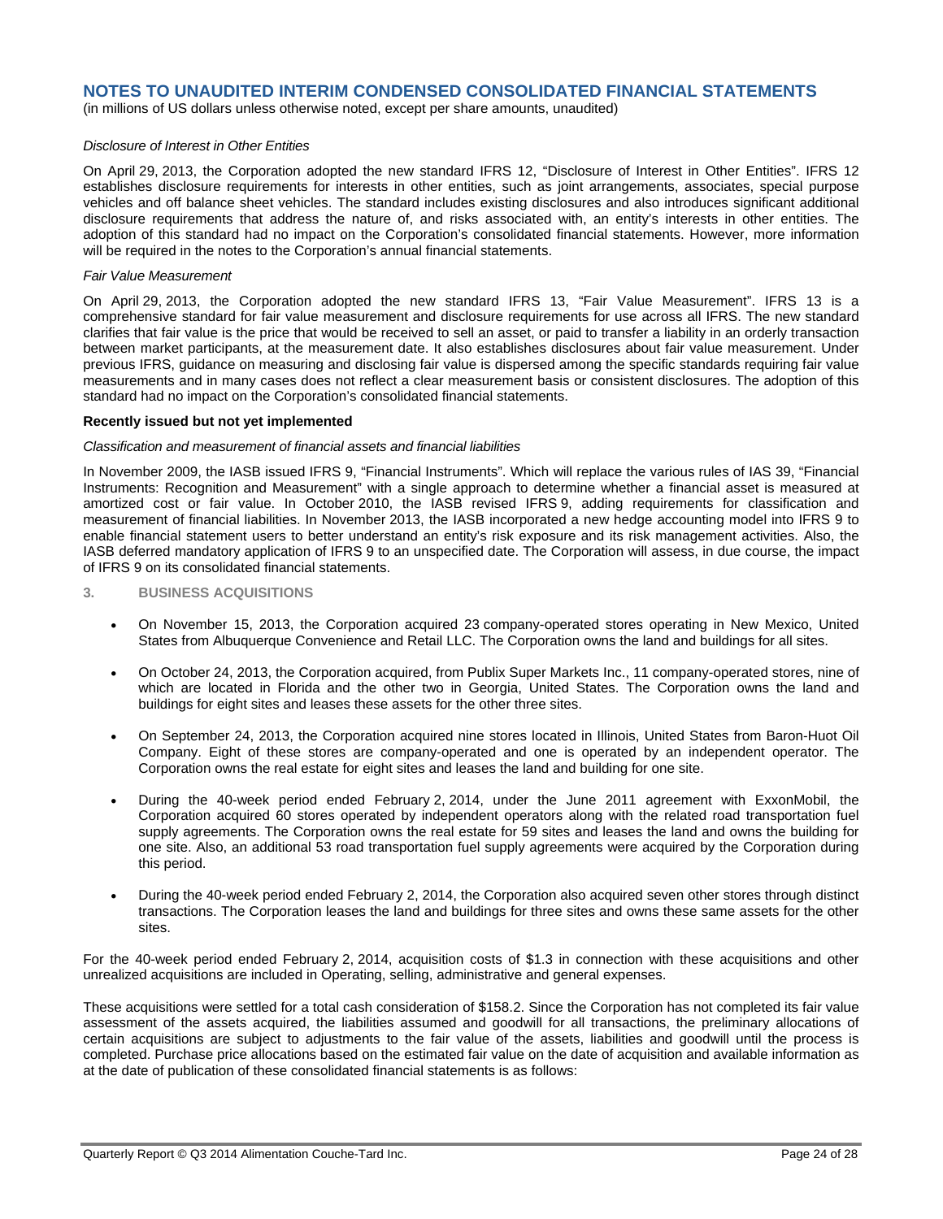## NOTES TO UNAUDITED INTERIM CONDENSED CONSOLIDATED FINANCIAL STATEMENTS

(in millions of US dollars unless otherwise noted, except per share amounts, unaudited)

*Disclosure of Interest in Other Entities*

On April 29, 2013, the Corporation adopted the new standard IFRS 12, "Disclosure of Interest in Other Entities". IFRS 12 establishes disclosure requirements for interests in other entities, such as joint arrangements, associates, special purpose vehicles and off balance sheet vehicles. The standard includes existing disclosures and also introduces significant additional disclosure requirements that address the nature of, and risks associated with, an entity's interests in other entities. The adoption of this standard had no impact on the Corporation's consolidated financial statements. However, more information will be required in the notes to the Corporation's annual financial statements.

*Fair Value Measurement*

On April 29, 2013, the Corporation adopted the new standard IFRS 13, "Fair Value Measurement". IFRS 13 is a comprehensive standard for fair value measurement and disclosure requirements for use across all IFRS. The new standard clarifies that fair value is the price that would be received to sell an asset, or paid to transfer a liability in an orderly transaction between market participants, at the measurement date. It also establishes disclosures about fair value measurement. Under previous IFRS, guidance on measuring and disclosing fair value is dispersed among the specific standards requiring fair value measurements and in many cases does not reflect a clear measurement basis or consistent disclosures. The adoption of this standard had no impact on the Corporation's consolidated financial statements.

**Recently issued but not yet implemented**

*Classification and measurement of financial assets and financial liabilities*

In November 2009, the IASB issued IFRS 9, "Financial Instruments". Which will replace the various rules of IAS 39, "Financial Instruments: Recognition and Measurement" with a single approach to determine whether a financial asset is measured at amortized cost or fair value. In October 2010, the IASB revised IFRS 9, adding requirements for classification and measurement of financial liabilities. In November 2013, the IASB incorporated a new hedge accounting model into IFRS 9 to enable financial statement users to better understand an entity's risk exposure and its risk management activities. Also, the IASB deferred mandatory application of IFRS 9 to an unspecified date. The Corporation will assess, in due course, the impact of IFRS 9 on its consolidated financial statements.

### 3. BUSINESS ACQUISITIONS

- On November 15, 2013, the Corporation acquired 23 company-operated stores operating in New Mexico, United States from Albuquerque Convenience and Retail LLC. The Corporation owns the land and buildings for all sites.
- On October 24, 2013, the Corporation acquired, from Publix Super Markets Inc., 11 company-operated stores, nine of which are located in Florida and the other two in Georgia, United States. The Corporation owns the land and buildings for eight sites and leases these assets for the other three sites.
- On September 24, 2013, the Corporation acquired nine stores located in Illinois, United States from Baron-Huot Oil Company. Eight of these stores are company-operated and one is operated by an independent operator. The Corporation owns the real estate for eight sites and leases the land and building for one site.
- During the 40-week period ended February 2, 2014, under the June 2011 agreement with ExxonMobil, the Corporation acquired 60 stores operated by independent operators along with the related road transportation fuel supply agreements. The Corporation owns the real estate for 59 sites and leases the land and owns the building for one site. Also, an additional 53 road transportation fuel supply agreements were acquired by the Corporation during this period.
- During the 40-week period ended February 2, 2014, the Corporation also acquired seven other stores through distinct transactions. The Corporation leases the land and buildings for three sites and owns these same assets for the other sites.

For the 40-week period ended February 2, 2014, acquisition costs of $1.3 in connection with these acquisitions and other unrealized acquisitions are included in Operating, selling, administrative and general expenses.

These acquisitions were settled for a total cash consideration of $158.2. Since the Corporation has not completed its fair value assessment of the assets acquired, the liabilities assumed and goodwill for all transactions, the preliminary allocations of certain acquisitions are subject to adjustments to the fair value of the assets, liabilities and goodwill until the process is completed. Purchase price allocations based on the estimated fair value on the date of acquisition and available information as at the date of publication of these consolidated financial statements is as follows: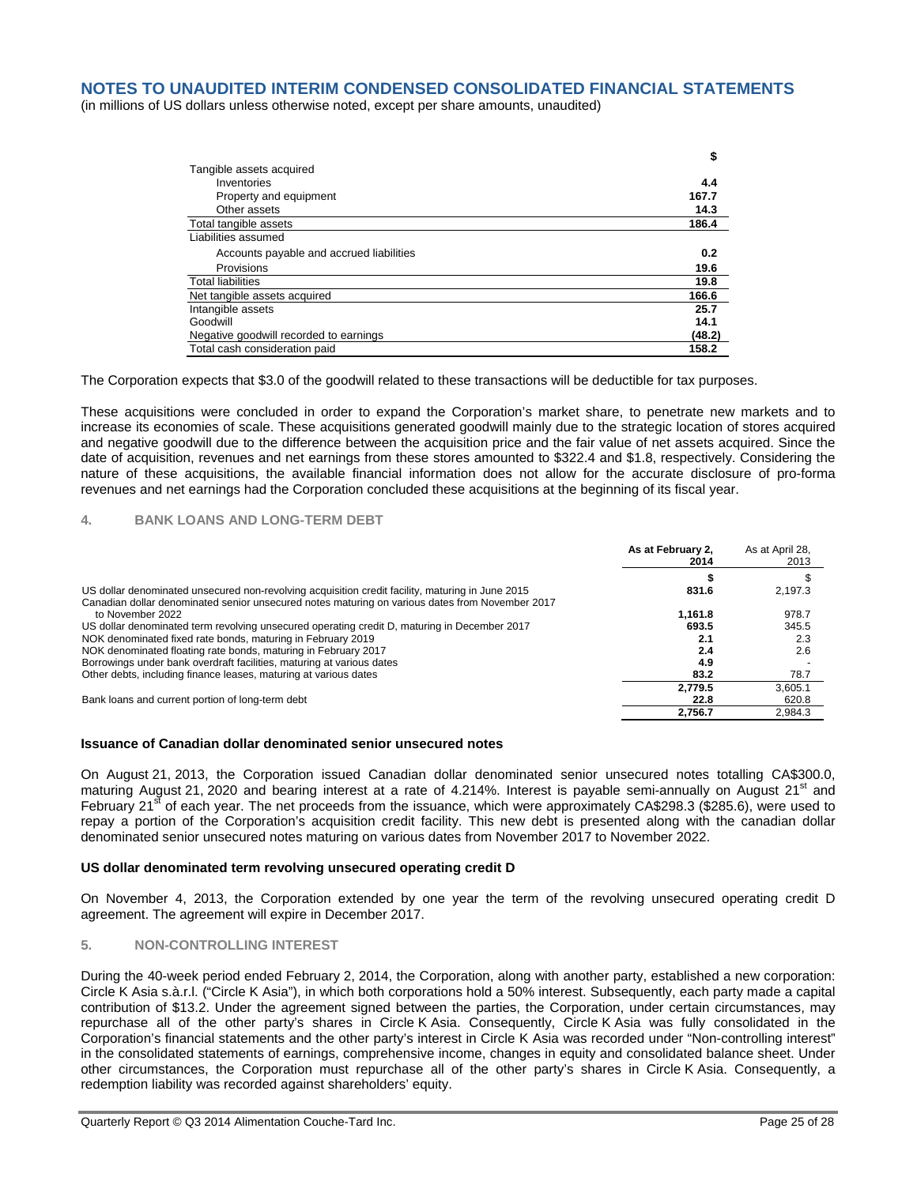# NOTES TO UNAUDITED INTERIM CONDENSED CONSOLIDATED FINANCIAL STATEMENTS

(in millions of US dollars unless otherwise noted, except per share amounts, unaudited)

| | $ |
|---|---|
| Tangible assets acquired | |
| Inventories | **4.4** |
| Property and equipment | **167.7** |
| Other assets | **14.3** |
| Total tangible assets | **186.4** |
| Liabilities assumed | |
| Accounts payable and accrued liabilities | **0.2** |
| Provisions | **19.6** |
| Total liabilities | **19.8** |
| Net tangible assets acquired | **166.6** |
| Intangible assets | **25.7** |
| Goodwill | **14.1** |
| Negative goodwill recorded to earnings | **(48.2)** |
| Total cash consideration paid | **158.2** |

The Corporation expects that $3.0 of the goodwill related to these transactions will be deductible for tax purposes.

These acquisitions were concluded in order to expand the Corporation's market share, to penetrate new markets and to increase its economies of scale. These acquisitions generated goodwill mainly due to the strategic location of stores acquired and negative goodwill due to the difference between the acquisition price and the fair value of net assets acquired. Since the date of acquisition, revenues and net earnings from these stores amounted to $322.4 and $1.8, respectively. Considering the nature of these acquisitions, the available financial information does not allow for the accurate disclosure of pro-forma revenues and net earnings had the Corporation concluded these acquisitions at the beginning of its fiscal year.

## 4. BANK LOANS AND LONG-TERM DEBT

| | As at February 2, 2014 | As at April 28, 2013 |
|---|---|---|
| | **$** | $ |
| US dollar denominated unsecured non-revolving acquisition credit facility, maturing in June 2015 | **831.6** | 2,197.3 |
| Canadian dollar denominated senior unsecured notes maturing on various dates from November 2017 to November 2022 | **1,161.8** | 978.7 |
| US dollar denominated term revolving unsecured operating credit D, maturing in December 2017 | **693.5** | 345.5 |
| NOK denominated fixed rate bonds, maturing in February 2019 | **2.1** | 2.3 |
| NOK denominated floating rate bonds, maturing in February 2017 | **2.4** | 2.6 |
| Borrowings under bank overdraft facilities, maturing at various dates | **4.9** | - |
| Other debts, including finance leases, maturing at various dates | **83.2** | 78.7 |
| | **2,779.5** | 3,605.1 |
| Bank loans and current portion of long-term debt | **22.8** | 620.8 |
| | **2,756.7** | 2,984.3 |

### Issuance of Canadian dollar denominated senior unsecured notes

On August 21, 2013, the Corporation issued Canadian dollar denominated senior unsecured notes totalling CA$300.0, maturing August 21, 2020 and bearing interest at a rate of 4.214%. Interest is payable semi-annually on August 21st and February 21st of each year. The net proceeds from the issuance, which were approximately CA$298.3 ($285.6), were used to repay a portion of the Corporation's acquisition credit facility. This new debt is presented along with the canadian dollar denominated senior unsecured notes maturing on various dates from November 2017 to November 2022.

### US dollar denominated term revolving unsecured operating credit D

On November 4, 2013, the Corporation extended by one year the term of the revolving unsecured operating credit D agreement. The agreement will expire in December 2017.

## 5. NON-CONTROLLING INTEREST

During the 40-week period ended February 2, 2014, the Corporation, along with another party, established a new corporation: Circle K Asia s.à.r.l. ("Circle K Asia"), in which both corporations hold a 50% interest. Subsequently, each party made a capital contribution of $13.2. Under the agreement signed between the parties, the Corporation, under certain circumstances, may repurchase all of the other party's shares in Circle K Asia. Consequently, Circle K Asia was fully consolidated in the Corporation's financial statements and the other party's interest in Circle K Asia was recorded under "Non-controlling interest" in the consolidated statements of earnings, comprehensive income, changes in equity and consolidated balance sheet. Under other circumstances, the Corporation must repurchase all of the other party's shares in Circle K Asia. Consequently, a redemption liability was recorded against shareholders' equity.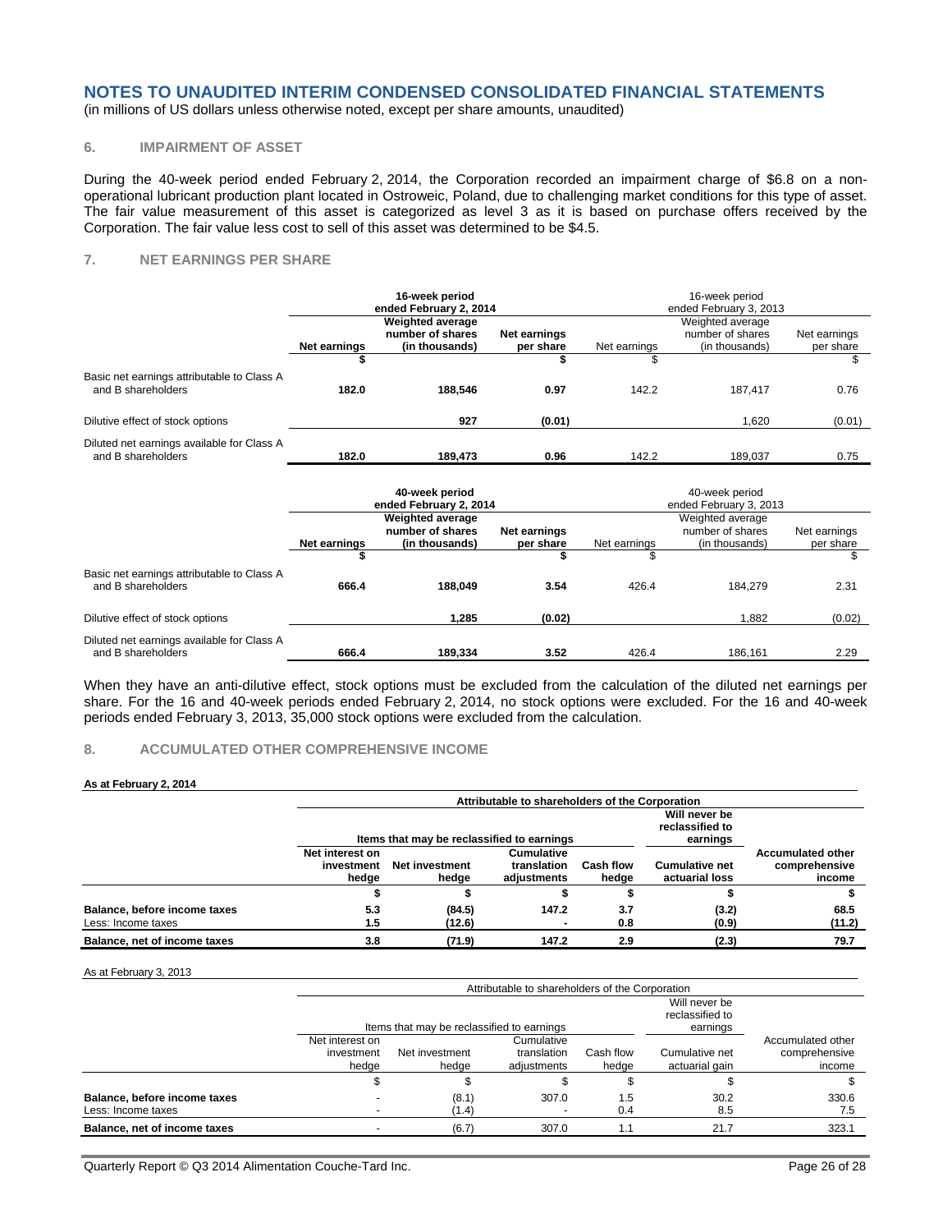# NOTES TO UNAUDITED INTERIM CONDENSED CONSOLIDATED FINANCIAL STATEMENTS

(in millions of US dollars unless otherwise noted, except per share amounts, unaudited)

## 6. IMPAIRMENT OF ASSET

During the 40-week period ended February 2, 2014, the Corporation recorded an impairment charge of $6.8 on a non-operational lubricant production plant located in Ostroweic, Poland, due to challenging market conditions for this type of asset. The fair value measurement of this asset is categorized as level 3 as it is based on purchase offers received by the Corporation. The fair value less cost to sell of this asset was determined to be $4.5.

## 7. NET EARNINGS PER SHARE

| | **16-week period ended February 2, 2014** | | | 16-week period ended February 3, 2013 | | |
|---|---|---|---|---|---|---|
| | **Net earnings** | **Weighted average number of shares (in thousands)** | **Net earnings per share** | Net earnings | Weighted average number of shares (in thousands) | Net earnings per share |
| | **$** | | **$** | $ | | $ |
| Basic net earnings attributable to Class A and B shareholders | **182.0** | **188,546** | **0.97** | 142.2 | 187,417 | 0.76 |
| Dilutive effect of stock options | | **927** | **(0.01)** | | 1,620 | (0.01) |
| Diluted net earnings available for Class A and B shareholders | **182.0** | **189,473** | **0.96** | 142.2 | 189,037 | 0.75 |

| | **40-week period ended February 2, 2014** | | | 40-week period ended February 3, 2013 | | |
|---|---|---|---|---|---|---|
| | **Net earnings** | **Weighted average number of shares (in thousands)** | **Net earnings per share** | Net earnings | Weighted average number of shares (in thousands) | Net earnings per share |
| | **$** | | **$** | $ | | $ |
| Basic net earnings attributable to Class A and B shareholders | **666.4** | **188,049** | **3.54** | 426.4 | 184,279 | 2.31 |
| Dilutive effect of stock options | | **1,285** | **(0.02)** | | 1,882 | (0.02) |
| Diluted net earnings available for Class A and B shareholders | **666.4** | **189,334** | **3.52** | 426.4 | 186,161 | 2.29 |

When they have an anti-dilutive effect, stock options must be excluded from the calculation of the diluted net earnings per share. For the 16 and 40-week periods ended February 2, 2014, no stock options were excluded. For the 16 and 40-week periods ended February 3, 2013, 35,000 stock options were excluded from the calculation.

## 8. ACCUMULATED OTHER COMPREHENSIVE INCOME

**As at February 2, 2014**

| | **Attributable to shareholders of the Corporation** | | | | | |
|---|---|---|---|---|---|---|
| | **Items that may be reclassified to earnings** | | | | **Will never be reclassified to earnings** | |
| | **Net interest on investment hedge** | **Net investment hedge** | **Cumulative translation adjustments** | **Cash flow hedge** | **Cumulative net actuarial loss** | **Accumulated other comprehensive income** |
| | **$** | **$** | **$** | **$** | **$** | **$** |
| **Balance, before income taxes** | **5.3** | **(84.5)** | **147.2** | **3.7** | **(3.2)** | **68.5** |
| Less: Income taxes | **1.5** | **(12.6)** | **-** | **0.8** | **(0.9)** | **(11.2)** |
| **Balance, net of income taxes** | **3.8** | **(71.9)** | **147.2** | **2.9** | **(2.3)** | **79.7** |

As at February 3, 2013

| | Attributable to shareholders of the Corporation | | | | | |
|---|---|---|---|---|---|---|
| | Items that may be reclassified to earnings | | | | Will never be reclassified to earnings | |
| | Net interest on investment hedge | Net investment hedge | Cumulative translation adjustments | Cash flow hedge | Cumulative net actuarial gain | Accumulated other comprehensive income |
| | $ | $ | $ | $ | $ | $ |
| **Balance, before income taxes** | - | (8.1) | 307.0 | 1.5 | 30.2 | 330.6 |
| Less: Income taxes | - | (1.4) | - | 0.4 | 8.5 | 7.5 |
| **Balance, net of income taxes** | - | (6.7) | 307.0 | 1.1 | 21.7 | 323.1 |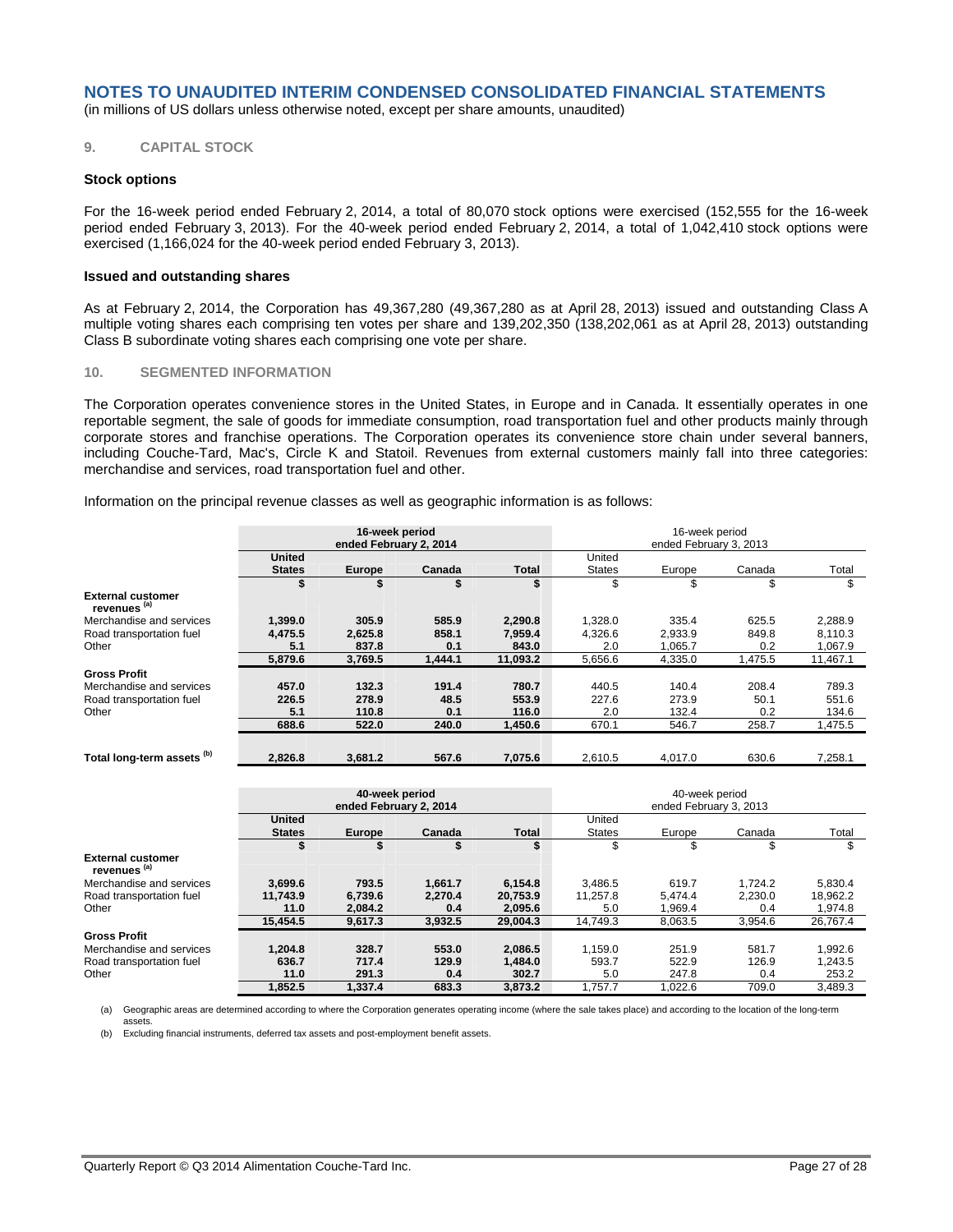# NOTES TO UNAUDITED INTERIM CONDENSED CONSOLIDATED FINANCIAL STATEMENTS

(in millions of US dollars unless otherwise noted, except per share amounts, unaudited)

## 9. CAPITAL STOCK

### Stock options

For the 16-week period ended February 2, 2014, a total of 80,070 stock options were exercised (152,555 for the 16-week period ended February 3, 2013). For the 40-week period ended February 2, 2014, a total of 1,042,410 stock options were exercised (1,166,024 for the 40-week period ended February 3, 2013).

### Issued and outstanding shares

As at February 2, 2014, the Corporation has 49,367,280 (49,367,280 as at April 28, 2013) issued and outstanding Class A multiple voting shares each comprising ten votes per share and 139,202,350 (138,202,061 as at April 28, 2013) outstanding Class B subordinate voting shares each comprising one vote per share.

## 10. SEGMENTED INFORMATION

The Corporation operates convenience stores in the United States, in Europe and in Canada. It essentially operates in one reportable segment, the sale of goods for immediate consumption, road transportation fuel and other products mainly through corporate stores and franchise operations. The Corporation operates its convenience store chain under several banners, including Couche-Tard, Mac's, Circle K and Statoil. Revenues from external customers mainly fall into three categories: merchandise and services, road transportation fuel and other.

Information on the principal revenue classes as well as geographic information is as follows:

| | **16-week period ended February 2, 2014** | | | | 16-week period ended February 3, 2013 | | | |
|---|---|---|---|---|---|---|---|---|
| | **United States** | **Europe** | **Canada** | **Total** | United States | Europe | Canada | Total |
| | **$** | **$** | **$** | **$** | $ | $ | $ | $ |
| **External customer revenues [(a)]** | | | | | | | | |
| Merchandise and services | **1,399.0** | **305.9** | **585.9** | **2,290.8** | 1,328.0 | 335.4 | 625.5 | 2,288.9 |
| Road transportation fuel | **4,475.5** | **2,625.8** | **858.1** | **7,959.4** | 4,326.6 | 2,933.9 | 849.8 | 8,110.3 |
| Other | **5.1** | **837.8** | **0.1** | **843.0** | 2.0 | 1,065.7 | 0.2 | 1,067.9 |
| | **5,879.6** | **3,769.5** | **1,444.1** | **11,093.2** | 5,656.6 | 4,335.0 | 1,475.5 | 11,467.1 |
| **Gross Profit** | | | | | | | | |
| Merchandise and services | **457.0** | **132.3** | **191.4** | **780.7** | 440.5 | 140.4 | 208.4 | 789.3 |
| Road transportation fuel | **226.5** | **278.9** | **48.5** | **553.9** | 227.6 | 273.9 | 50.1 | 551.6 |
| Other | **5.1** | **110.8** | **0.1** | **116.0** | 2.0 | 132.4 | 0.2 | 134.6 |
| | **688.6** | **522.0** | **240.0** | **1,450.6** | 670.1 | 546.7 | 258.7 | 1,475.5 |
| **Total long-term assets [(b)]** | **2,826.8** | **3,681.2** | **567.6** | **7,075.6** | 2,610.5 | 4,017.0 | 630.6 | 7,258.1 |

| | **40-week period ended February 2, 2014** | | | | 40-week period ended February 3, 2013 | | | |
|---|---|---|---|---|---|---|---|---|
| | **United States** | **Europe** | **Canada** | **Total** | United States | Europe | Canada | Total |
| | **$** | **$** | **$** | **$** | $ | $ | $ | $ |
| **External customer revenues [(a)]** | | | | | | | | |
| Merchandise and services | **3,699.6** | **793.5** | **1,661.7** | **6,154.8** | 3,486.5 | 619.7 | 1,724.2 | 5,830.4 |
| Road transportation fuel | **11,743.9** | **6,739.6** | **2,270.4** | **20,753.9** | 11,257.8 | 5,474.4 | 2,230.0 | 18,962.2 |
| Other | **11.0** | **2,084.2** | **0.4** | **2,095.6** | 5.0 | 1,969.4 | 0.4 | 1,974.8 |
| | **15,454.5** | **9,617.3** | **3,932.5** | **29,004.3** | 14,749.3 | 8,063.5 | 3,954.6 | 26,767.4 |
| **Gross Profit** | | | | | | | | |
| Merchandise and services | **1,204.8** | **328.7** | **553.0** | **2,086.5** | 1,159.0 | 251.9 | 581.7 | 1,992.6 |
| Road transportation fuel | **636.7** | **717.4** | **129.9** | **1,484.0** | 593.7 | 522.9 | 126.9 | 1,243.5 |
| Other | **11.0** | **291.3** | **0.4** | **302.7** | 5.0 | 247.8 | 0.4 | 253.2 |
| | **1,852.5** | **1,337.4** | **683.3** | **3,873.2** | 1,757.7 | 1,022.6 | 709.0 | 3,489.3 |

(a) Geographic areas are determined according to where the Corporation generates operating income (where the sale takes place) and according to the location of the long-term assets.

(b) Excluding financial instruments, deferred tax assets and post-employment benefit assets.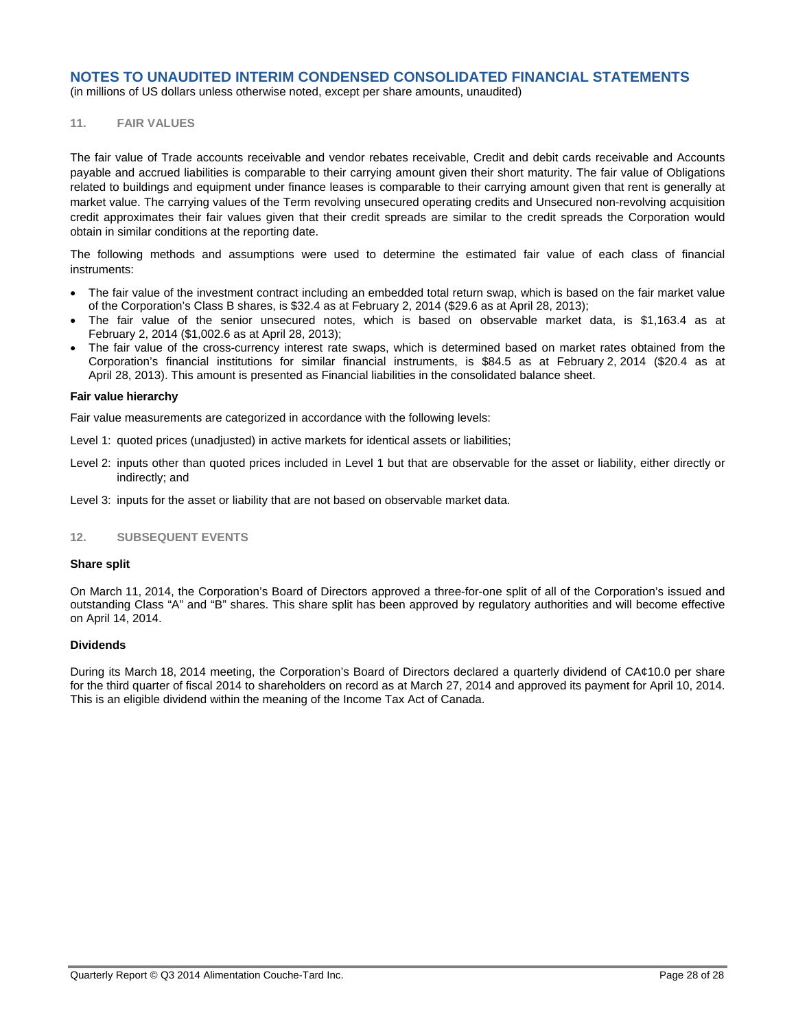# NOTES TO UNAUDITED INTERIM CONDENSED CONSOLIDATED FINANCIAL STATEMENTS

(in millions of US dollars unless otherwise noted, except per share amounts, unaudited)

## 11. FAIR VALUES

The fair value of Trade accounts receivable and vendor rebates receivable, Credit and debit cards receivable and Accounts payable and accrued liabilities is comparable to their carrying amount given their short maturity. The fair value of Obligations related to buildings and equipment under finance leases is comparable to their carrying amount given that rent is generally at market value. The carrying values of the Term revolving unsecured operating credits and Unsecured non-revolving acquisition credit approximates their fair values given that their credit spreads are similar to the credit spreads the Corporation would obtain in similar conditions at the reporting date.

The following methods and assumptions were used to determine the estimated fair value of each class of financial instruments:

- The fair value of the investment contract including an embedded total return swap, which is based on the fair market value of the Corporation's Class B shares, is $32.4 as at February 2, 2014 ($29.6 as at April 28, 2013);
- The fair value of the senior unsecured notes, which is based on observable market data, is $1,163.4 as at February 2, 2014 ($1,002.6 as at April 28, 2013);
- The fair value of the cross-currency interest rate swaps, which is determined based on market rates obtained from the Corporation's financial institutions for similar financial instruments, is $84.5 as at February 2, 2014 ($20.4 as at April 28, 2013). This amount is presented as Financial liabilities in the consolidated balance sheet.

**Fair value hierarchy**

Fair value measurements are categorized in accordance with the following levels:

Level 1: quoted prices (unadjusted) in active markets for identical assets or liabilities;

Level 2: inputs other than quoted prices included in Level 1 but that are observable for the asset or liability, either directly or indirectly; and

Level 3: inputs for the asset or liability that are not based on observable market data.

## 12. SUBSEQUENT EVENTS

**Share split**

On March 11, 2014, the Corporation's Board of Directors approved a three-for-one split of all of the Corporation's issued and outstanding Class "A" and "B" shares. This share split has been approved by regulatory authorities and will become effective on April 14, 2014.

**Dividends**

During its March 18, 2014 meeting, the Corporation's Board of Directors declared a quarterly dividend of CA¢10.0 per share for the third quarter of fiscal 2014 to shareholders on record as at March 27, 2014 and approved its payment for April 10, 2014. This is an eligible dividend within the meaning of the Income Tax Act of Canada.